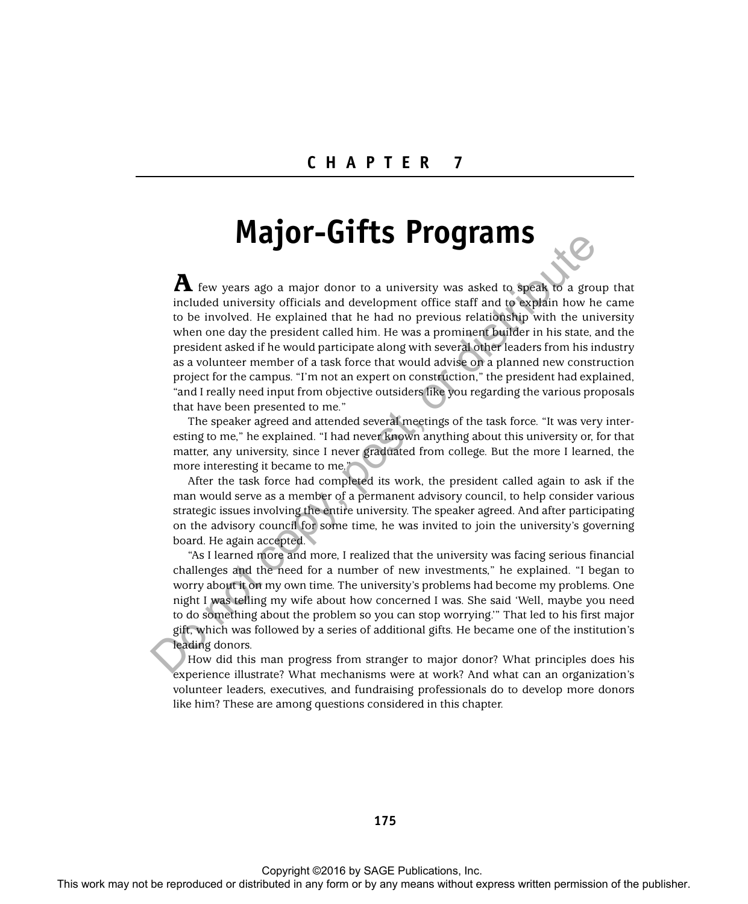# CHAPTER 7

# Major-Gifts Programs

A few years ago a major donor to a university was asked to speak to a group that included university officials and development office staff and to explain how he came to be involved. He explained that he had no previous relationship with the university when one day the president called him. He was a prominent builder in his state, and the president asked if he would participate along with several other leaders from his industry as a volunteer member of a task force that would advise on a planned new construction project for the campus. "I'm not an expert on construction," the president had explained, "and I really need input from objective outsiders like you regarding the various proposals that have been presented to me."

The speaker agreed and attended several meetings of the task force. "It was very interesting to me," he explained. "I had never known anything about this university or, for that matter, any university, since I never graduated from college. But the more I learned, the more interesting it became to me."

After the task force had completed its work, the president called again to ask if the man would serve as a member of a permanent advisory council, to help consider various strategic issues involving the entire university. The speaker agreed. And after participating on the advisory council for some time, he was invited to join the university's governing board. He again accepted.

"As I learned more and more, I realized that the university was facing serious financial challenges and the need for a number of new investments," he explained. "I began to worry about it on my own time. The university's problems had become my problems. One night I was telling my wife about how concerned I was. She said 'Well, maybe you need to do something about the problem so you can stop worrying.'" That led to his first major gift, which was followed by a series of additional gifts. He became one of the institution's leading donors.

How did this man progress from stranger to major donor? What principles does his experience illustrate? What mechanisms were at work? And what can an organization's volunteer leaders, executives, and fundraising professionals do to develop more donors like him? These are among questions considered in this chapter.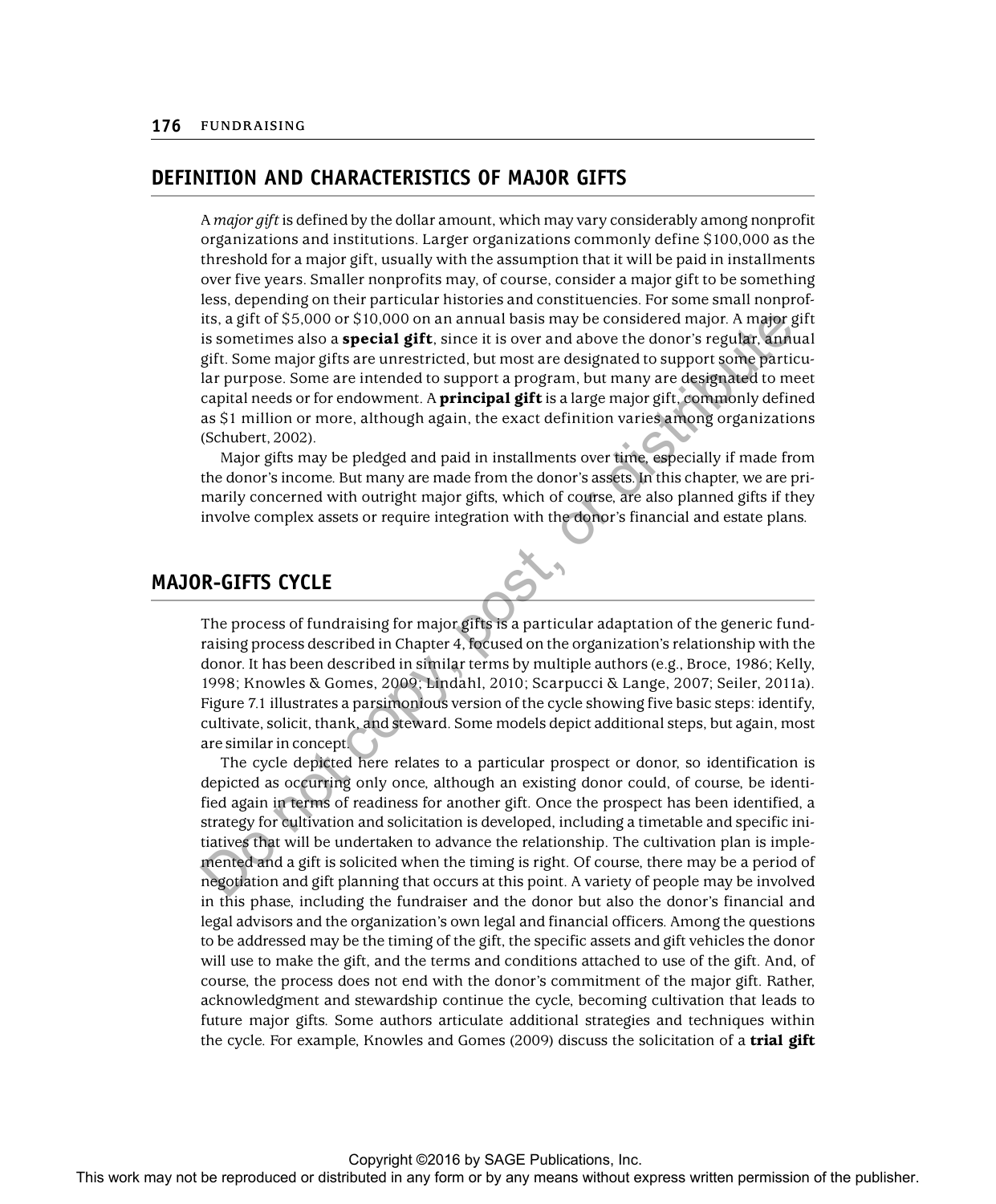## DEFINITION AND CHARACTERISTICS OF MAJOR GIFTS

A *major gift* is defined by the dollar amount, which may vary considerably among nonprofit organizations and institutions. Larger organizations commonly define $100,000 as the threshold for a major gift, usually with the assumption that it will be paid in installments over five years. Smaller nonprofits may, of course, consider a major gift to be something less, depending on their particular histories and constituencies. For some small nonprofits, a gift of $5,000 or $10,000 on an annual basis may be considered major. A major gift is sometimes also a **special gift**, since it is over and above the donor's regular, annual gift. Some major gifts are unrestricted, but most are designated to support some particular purpose. Some are intended to support a program, but many are designated to meet capital needs or for endowment. A **principal gift** is a large major gift, commonly defined as $1 million or more, although again, the exact definition varies among organizations (Schubert, 2002).

Major gifts may be pledged and paid in installments over time, especially if made from the donor's income. But many are made from the donor's assets. In this chapter, we are primarily concerned with outright major gifts, which of course, are also planned gifts if they involve complex assets or require integration with the donor's financial and estate plans.

## MAJOR-GIFTS CYCLE

The process of fundraising for major gifts is a particular adaptation of the generic fundraising process described in Chapter 4, focused on the organization's relationship with the donor. It has been described in similar terms by multiple authors (e.g., Broce, 1986; Kelly, 1998; Knowles & Gomes, 2009; Lindahl, 2010; Scarpucci & Lange, 2007; Seiler, 2011a). Figure 7.1 illustrates a parsimonious version of the cycle showing five basic steps: identify, cultivate, solicit, thank, and steward. Some models depict additional steps, but again, most are similar in concept.

The cycle depicted here relates to a particular prospect or donor, so identification is depicted as occurring only once, although an existing donor could, of course, be identified again in terms of readiness for another gift. Once the prospect has been identified, a strategy for cultivation and solicitation is developed, including a timetable and specific initiatives that will be undertaken to advance the relationship. The cultivation plan is implemented and a gift is solicited when the timing is right. Of course, there may be a period of negotiation and gift planning that occurs at this point. A variety of people may be involved in this phase, including the fundraiser and the donor but also the donor's financial and legal advisors and the organization's own legal and financial officers. Among the questions to be addressed may be the timing of the gift, the specific assets and gift vehicles the donor will use to make the gift, and the terms and conditions attached to use of the gift. And, of course, the process does not end with the donor's commitment of the major gift. Rather, acknowledgment and stewardship continue the cycle, becoming cultivation that leads to future major gifts. Some authors articulate additional strategies and techniques within the cycle. For example, Knowles and Gomes (2009) discuss the solicitation of a **trial gift**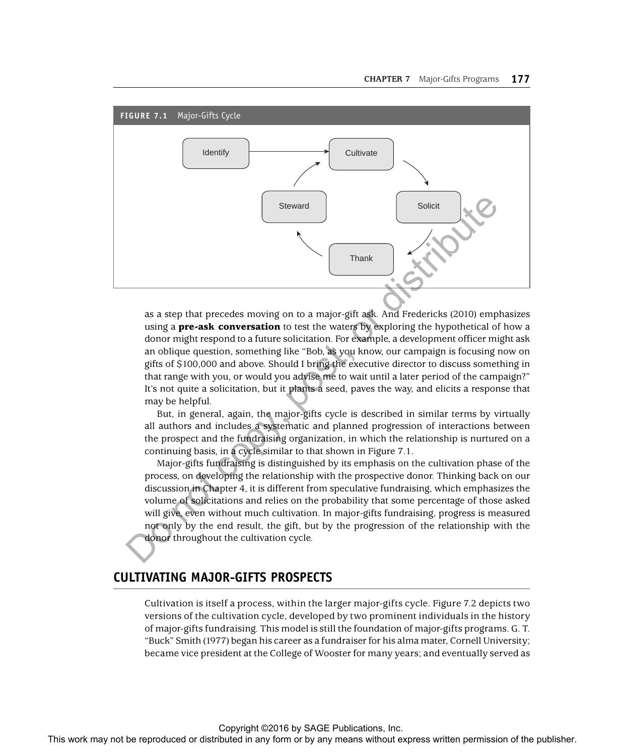**FIGURE 7.1** Major-Gifts Cycle

as a step that precedes moving on to a major-gift ask. And Fredericks (2010) emphasizes using a **pre-ask conversation** to test the waters by exploring the hypothetical of how a donor might respond to a future solicitation. For example, a development officer might ask an oblique question, something like "Bob, as you know, our campaign is focusing now on gifts of $100,000 and above. Should I bring the executive director to discuss something in that range with you, or would you advise me to wait until a later period of the campaign?" It's not quite a solicitation, but it plants a seed, paves the way, and elicits a response that may be helpful.

But, in general, again, the major-gifts cycle is described in similar terms by virtually all authors and includes a systematic and planned progression of interactions between the prospect and the fundraising organization, in which the relationship is nurtured on a continuing basis, in a cycle similar to that shown in Figure 7.1.

Major-gifts fundraising is distinguished by its emphasis on the cultivation phase of the process, on developing the relationship with the prospective donor. Thinking back on our discussion in Chapter 4, it is different from speculative fundraising, which emphasizes the volume of solicitations and relies on the probability that some percentage of those asked will give, even without much cultivation. In major-gifts fundraising, progress is measured not only by the end result, the gift, but by the progression of the relationship with the donor throughout the cultivation cycle.

## CULTIVATING MAJOR-GIFTS PROSPECTS

Cultivation is itself a process, within the larger major-gifts cycle. Figure 7.2 depicts two versions of the cultivation cycle, developed by two prominent individuals in the history of major-gifts fundraising. This model is still the foundation of major-gifts programs. G. T. "Buck" Smith (1977) began his career as a fundraiser for his alma mater, Cornell University; became vice president at the College of Wooster for many years; and eventually served as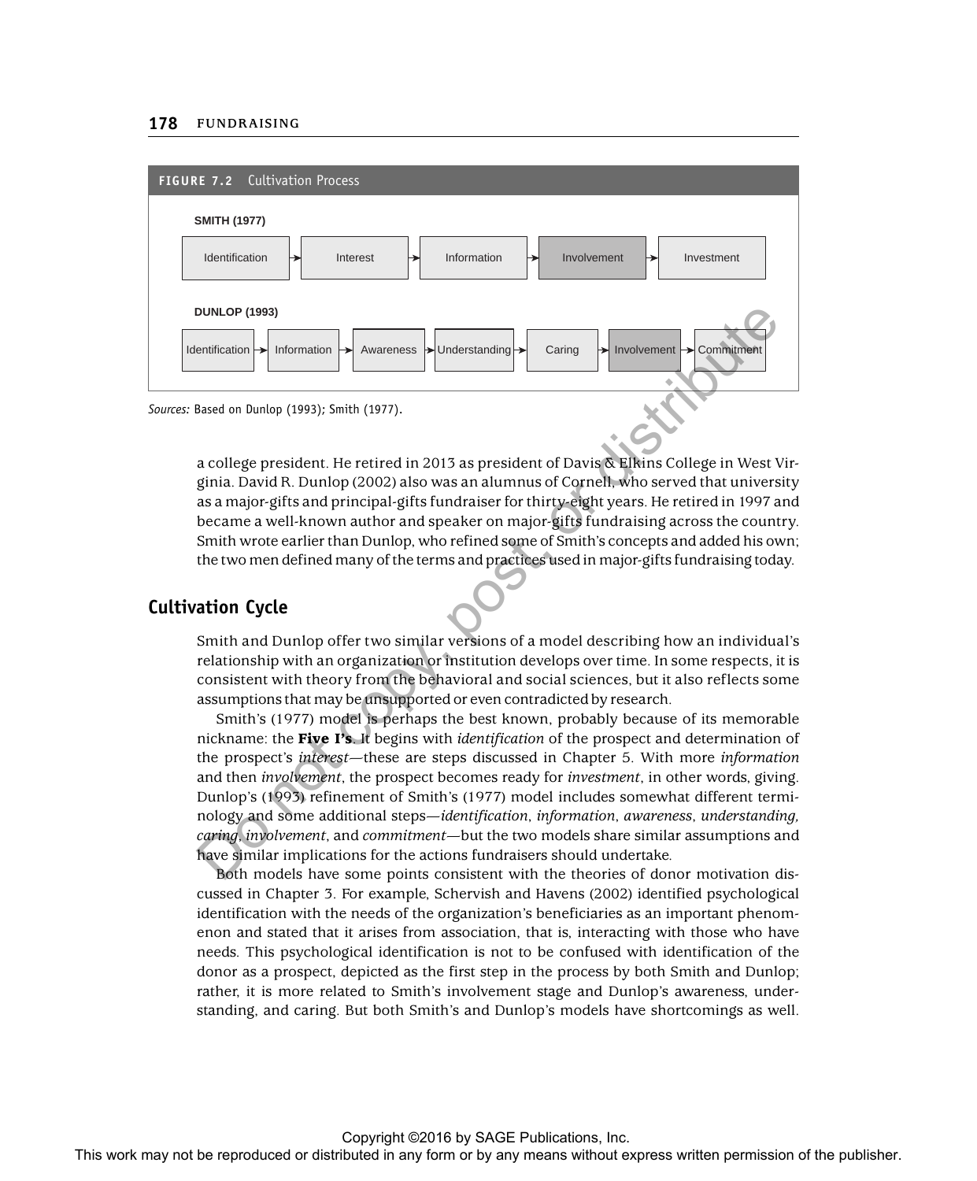**FIGURE 7.2** Cultivation Process

**SMITH (1977)**

Identification → Interest → Information → Involvement → Investment

**DUNLOP (1993)**

Identification → Information → Awareness → Understanding → Caring → Involvement → Commitment

*Sources:* Based on Dunlop (1993); Smith (1977).

a college president. He retired in 2013 as president of Davis & Elkins College in West Virginia. David R. Dunlop (2002) also was an alumnus of Cornell, who served that university as a major-gifts and principal-gifts fundraiser for thirty-eight years. He retired in 1997 and became a well-known author and speaker on major-gifts fundraising across the country. Smith wrote earlier than Dunlop, who refined some of Smith's concepts and added his own; the two men defined many of the terms and practices used in major-gifts fundraising today.

## Cultivation Cycle

Smith and Dunlop offer two similar versions of a model describing how an individual's relationship with an organization or institution develops over time. In some respects, it is consistent with theory from the behavioral and social sciences, but it also reflects some assumptions that may be unsupported or even contradicted by research.

Smith's (1977) model is perhaps the best known, probably because of its memorable nickname: the **Five I's**. It begins with *identification* of the prospect and determination of the prospect's *interest*—these are steps discussed in Chapter 5. With more *information* and then *involvement*, the prospect becomes ready for *investment*, in other words, giving. Dunlop's (1993) refinement of Smith's (1977) model includes somewhat different terminology and some additional steps—*identification*, *information*, *awareness*, *understanding, caring*, *involvement*, and *commitment*—but the two models share similar assumptions and have similar implications for the actions fundraisers should undertake.

Both models have some points consistent with the theories of donor motivation discussed in Chapter 3. For example, Schervish and Havens (2002) identified psychological identification with the needs of the organization's beneficiaries as an important phenomenon and stated that it arises from association, that is, interacting with those who have needs. This psychological identification is not to be confused with identification of the donor as a prospect, depicted as the first step in the process by both Smith and Dunlop; rather, it is more related to Smith's involvement stage and Dunlop's awareness, understanding, and caring. But both Smith's and Dunlop's models have shortcomings as well.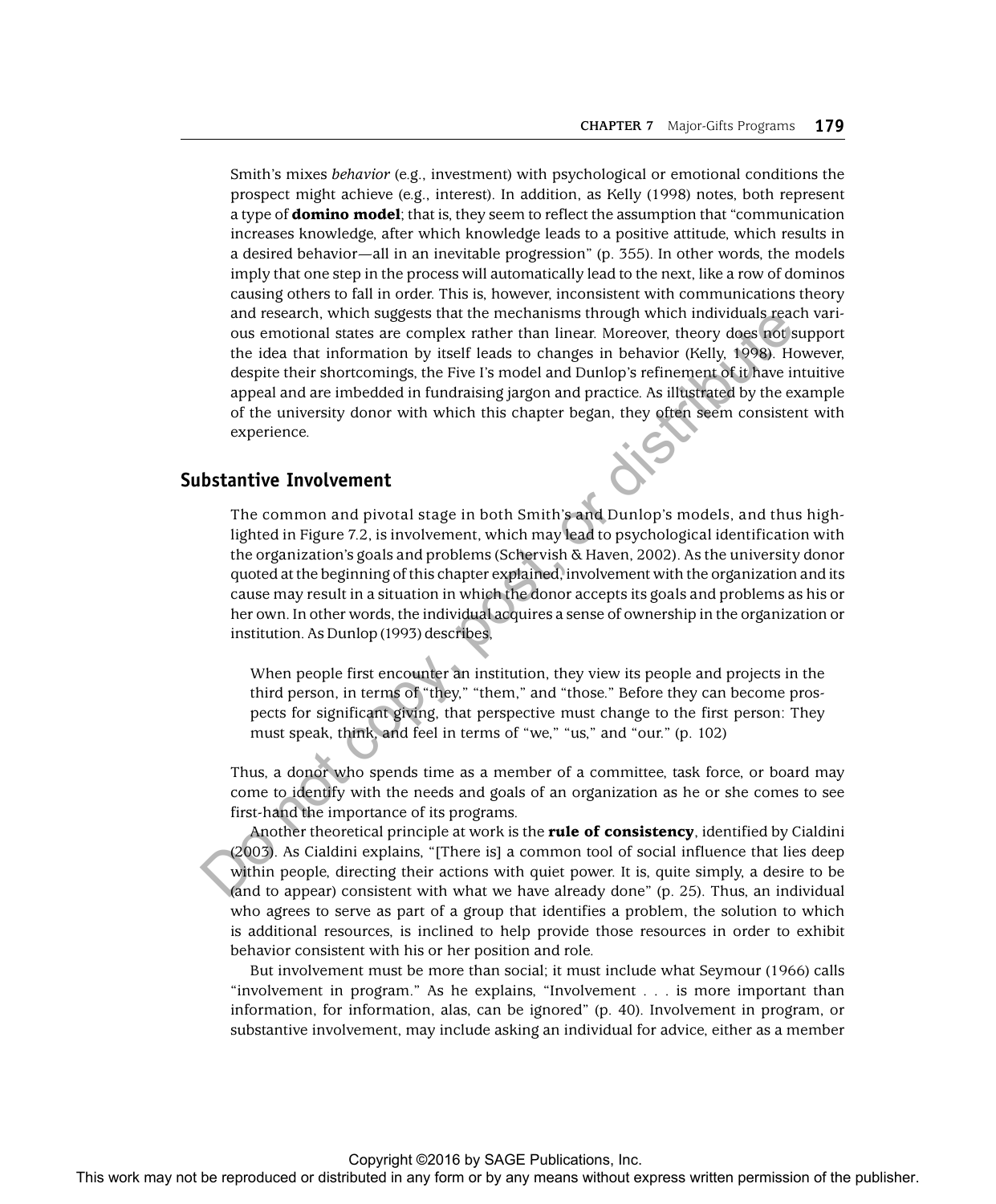Smith's mixes *behavior* (e.g., investment) with psychological or emotional conditions the prospect might achieve (e.g., interest). In addition, as Kelly (1998) notes, both represent a type of **domino model**; that is, they seem to reflect the assumption that "communication increases knowledge, after which knowledge leads to a positive attitude, which results in a desired behavior—all in an inevitable progression" (p. 355). In other words, the models imply that one step in the process will automatically lead to the next, like a row of dominos causing others to fall in order. This is, however, inconsistent with communications theory and research, which suggests that the mechanisms through which individuals reach various emotional states are complex rather than linear. Moreover, theory does not support the idea that information by itself leads to changes in behavior (Kelly, 1998). However, despite their shortcomings, the Five I's model and Dunlop's refinement of it have intuitive appeal and are imbedded in fundraising jargon and practice. As illustrated by the example of the university donor with which this chapter began, they often seem consistent with experience.

## Substantive Involvement

The common and pivotal stage in both Smith's and Dunlop's models, and thus highlighted in Figure 7.2, is involvement, which may lead to psychological identification with the organization's goals and problems (Schervish & Haven, 2002). As the university donor quoted at the beginning of this chapter explained, involvement with the organization and its cause may result in a situation in which the donor accepts its goals and problems as his or her own. In other words, the individual acquires a sense of ownership in the organization or institution. As Dunlop (1993) describes,

> When people first encounter an institution, they view its people and projects in the third person, in terms of "they," "them," and "those." Before they can become prospects for significant giving, that perspective must change to the first person: They must speak, think, and feel in terms of "we," "us," and "our." (p. 102)

Thus, a donor who spends time as a member of a committee, task force, or board may come to identify with the needs and goals of an organization as he or she comes to see first-hand the importance of its programs.

Another theoretical principle at work is the **rule of consistency**, identified by Cialdini (2003). As Cialdini explains, "[There is] a common tool of social influence that lies deep within people, directing their actions with quiet power. It is, quite simply, a desire to be (and to appear) consistent with what we have already done" (p. 25). Thus, an individual who agrees to serve as part of a group that identifies a problem, the solution to which is additional resources, is inclined to help provide those resources in order to exhibit behavior consistent with his or her position and role.

But involvement must be more than social; it must include what Seymour (1966) calls "involvement in program." As he explains, "Involvement . . . is more important than information, for information, alas, can be ignored" (p. 40). Involvement in program, or substantive involvement, may include asking an individual for advice, either as a member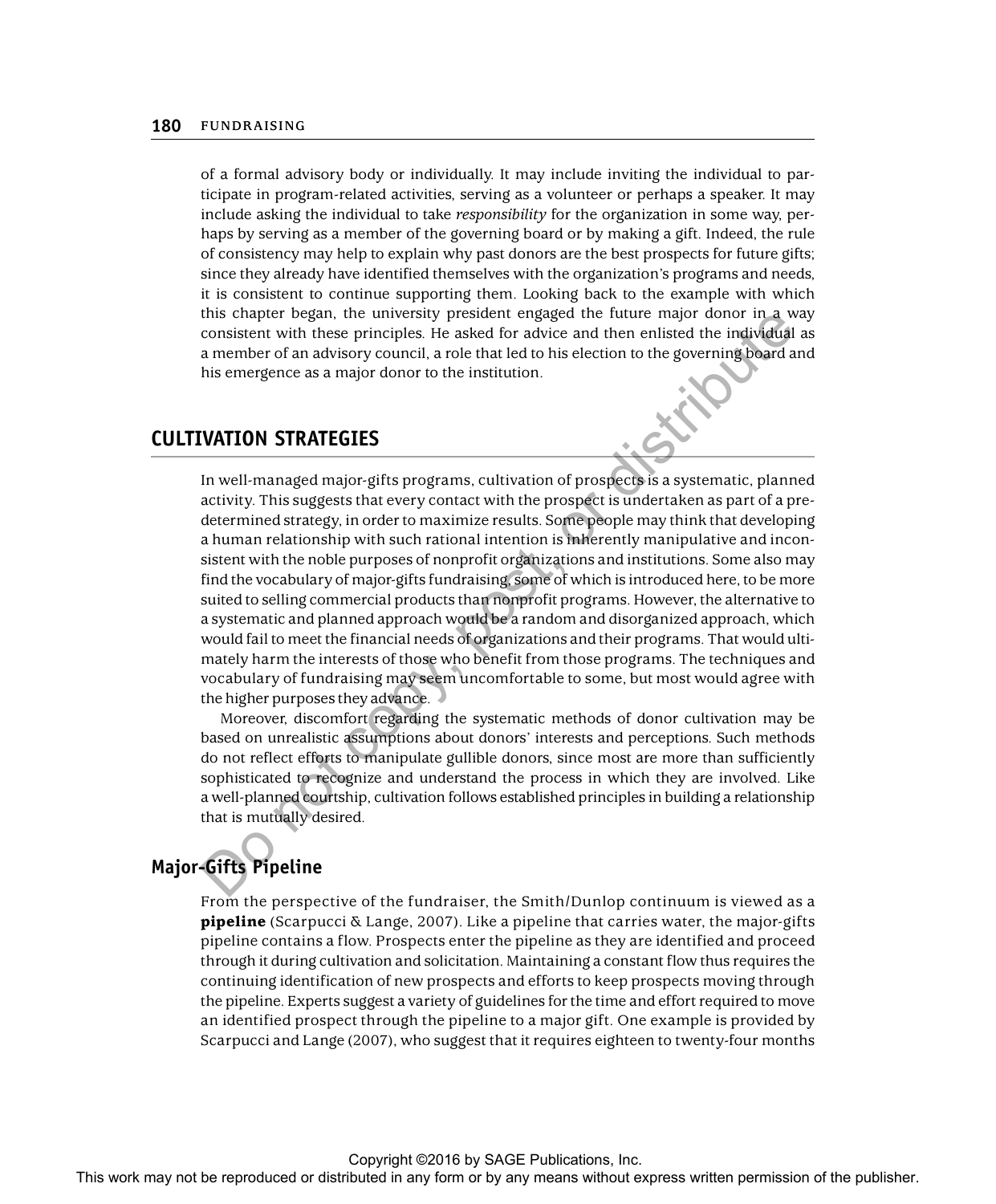of a formal advisory body or individually. It may include inviting the individual to participate in program-related activities, serving as a volunteer or perhaps a speaker. It may include asking the individual to take *responsibility* for the organization in some way, perhaps by serving as a member of the governing board or by making a gift. Indeed, the rule of consistency may help to explain why past donors are the best prospects for future gifts; since they already have identified themselves with the organization's programs and needs, it is consistent to continue supporting them. Looking back to the example with which this chapter began, the university president engaged the future major donor in a way consistent with these principles. He asked for advice and then enlisted the individual as a member of an advisory council, a role that led to his election to the governing board and his emergence as a major donor to the institution.

## CULTIVATION STRATEGIES

In well-managed major-gifts programs, cultivation of prospects is a systematic, planned activity. This suggests that every contact with the prospect is undertaken as part of a predetermined strategy, in order to maximize results. Some people may think that developing a human relationship with such rational intention is inherently manipulative and inconsistent with the noble purposes of nonprofit organizations and institutions. Some also may find the vocabulary of major-gifts fundraising, some of which is introduced here, to be more suited to selling commercial products than nonprofit programs. However, the alternative to a systematic and planned approach would be a random and disorganized approach, which would fail to meet the financial needs of organizations and their programs. That would ultimately harm the interests of those who benefit from those programs. The techniques and vocabulary of fundraising may seem uncomfortable to some, but most would agree with the higher purposes they advance.

Moreover, discomfort regarding the systematic methods of donor cultivation may be based on unrealistic assumptions about donors' interests and perceptions. Such methods do not reflect efforts to manipulate gullible donors, since most are more than sufficiently sophisticated to recognize and understand the process in which they are involved. Like a well-planned courtship, cultivation follows established principles in building a relationship that is mutually desired.

### Major-Gifts Pipeline

From the perspective of the fundraiser, the Smith/Dunlop continuum is viewed as a **pipeline** (Scarpucci & Lange, 2007). Like a pipeline that carries water, the major-gifts pipeline contains a flow. Prospects enter the pipeline as they are identified and proceed through it during cultivation and solicitation. Maintaining a constant flow thus requires the continuing identification of new prospects and efforts to keep prospects moving through the pipeline. Experts suggest a variety of guidelines for the time and effort required to move an identified prospect through the pipeline to a major gift. One example is provided by Scarpucci and Lange (2007), who suggest that it requires eighteen to twenty-four months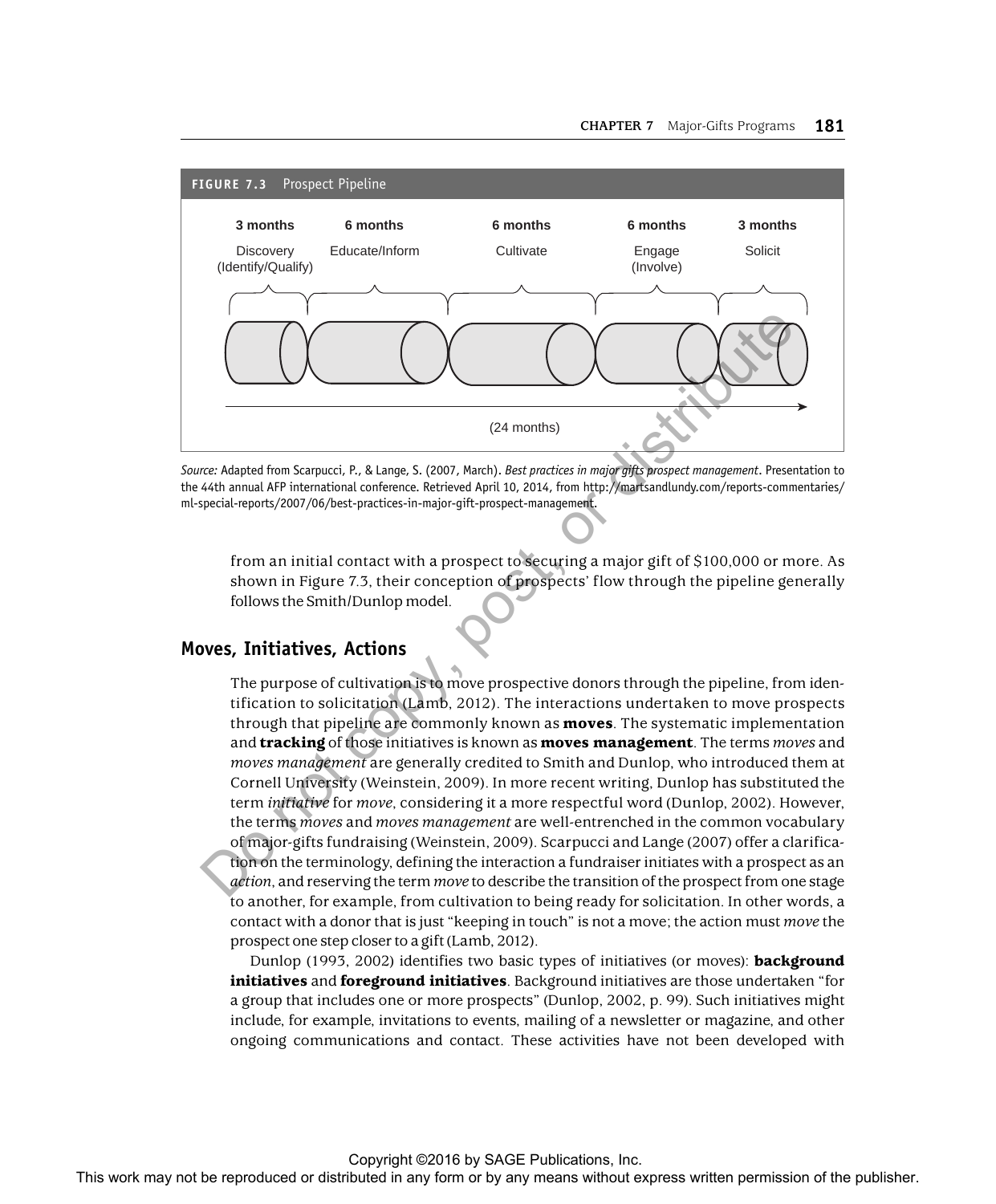**FIGURE 7.3** Prospect Pipeline

| 3 months | 6 months | 6 months | 6 months | 3 months |
|---|---|---|---|---|
| Discovery (Identify/Qualify) | Educate/Inform | Cultivate | Engage (Involve) | Solicit |

(24 months)

*Source:* Adapted from Scarpucci, P., & Lange, S. (2007, March). *Best practices in major gifts prospect management*. Presentation to the 44th annual AFP international conference. Retrieved April 10, 2014, from http://martsandlundy.com/reports-commentaries/ml-special-reports/2007/06/best-practices-in-major-gift-prospect-management.

from an initial contact with a prospect to securing a major gift of $100,000 or more. As shown in Figure 7.3, their conception of prospects' flow through the pipeline generally follows the Smith/Dunlop model.

## Moves, Initiatives, Actions

The purpose of cultivation is to move prospective donors through the pipeline, from identification to solicitation (Lamb, 2012). The interactions undertaken to move prospects through that pipeline are commonly known as **moves**. The systematic implementation and **tracking** of those initiatives is known as **moves management**. The terms *moves* and *moves management* are generally credited to Smith and Dunlop, who introduced them at Cornell University (Weinstein, 2009). In more recent writing, Dunlop has substituted the term *initiative* for *move*, considering it a more respectful word (Dunlop, 2002). However, the terms *moves* and *moves management* are well-entrenched in the common vocabulary of major-gifts fundraising (Weinstein, 2009). Scarpucci and Lange (2007) offer a clarification on the terminology, defining the interaction a fundraiser initiates with a prospect as an *action*, and reserving the term *move* to describe the transition of the prospect from one stage to another, for example, from cultivation to being ready for solicitation. In other words, a contact with a donor that is just "keeping in touch" is not a move; the action must *move* the prospect one step closer to a gift (Lamb, 2012).

Dunlop (1993, 2002) identifies two basic types of initiatives (or moves): **background initiatives** and **foreground initiatives**. Background initiatives are those undertaken "for a group that includes one or more prospects" (Dunlop, 2002, p. 99). Such initiatives might include, for example, invitations to events, mailing of a newsletter or magazine, and other ongoing communications and contact. These activities have not been developed with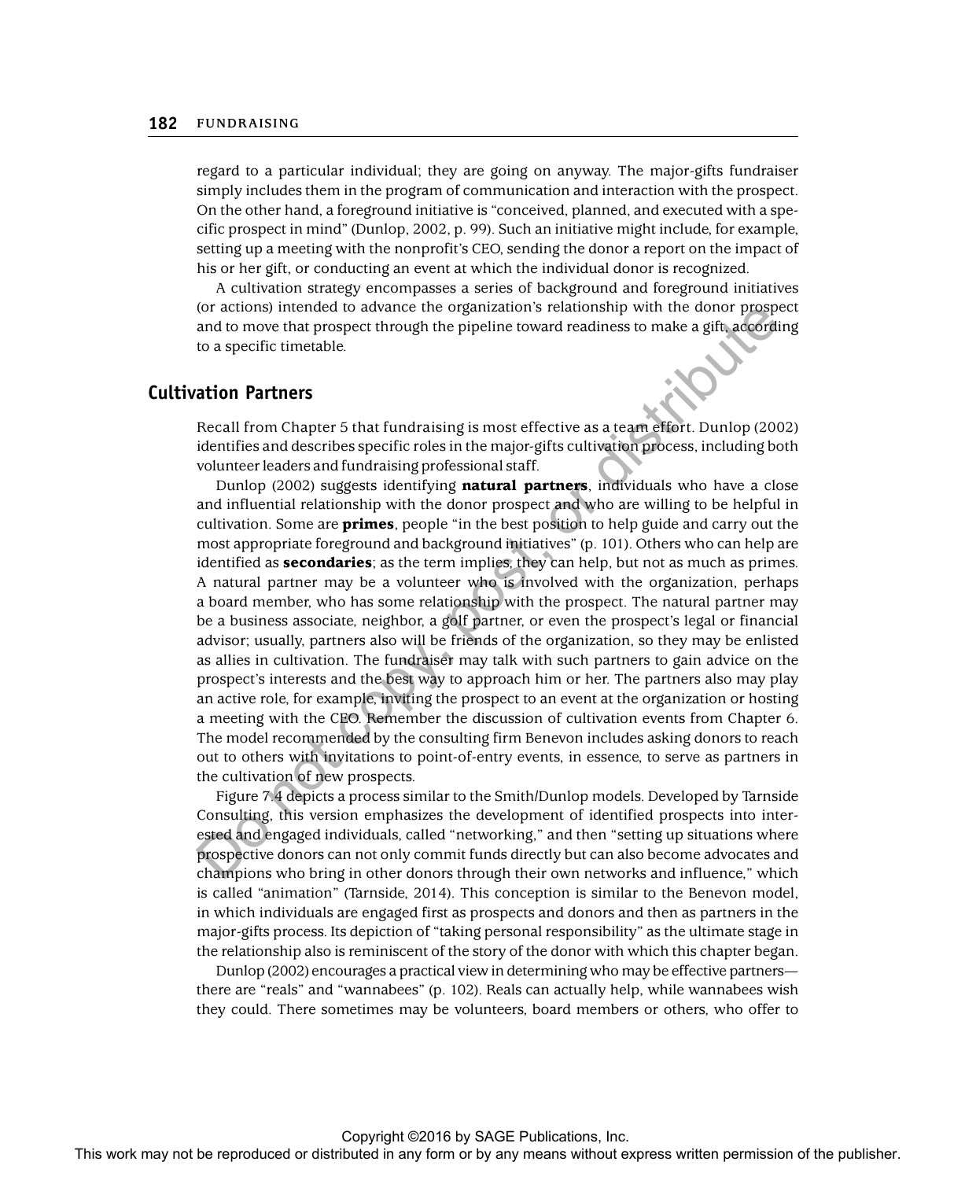regard to a particular individual; they are going on anyway. The major-gifts fundraiser simply includes them in the program of communication and interaction with the prospect. On the other hand, a foreground initiative is "conceived, planned, and executed with a specific prospect in mind" (Dunlop, 2002, p. 99). Such an initiative might include, for example, setting up a meeting with the nonprofit's CEO, sending the donor a report on the impact of his or her gift, or conducting an event at which the individual donor is recognized.

A cultivation strategy encompasses a series of background and foreground initiatives (or actions) intended to advance the organization's relationship with the donor prospect and to move that prospect through the pipeline toward readiness to make a gift, according to a specific timetable.

## Cultivation Partners

Recall from Chapter 5 that fundraising is most effective as a team effort. Dunlop (2002) identifies and describes specific roles in the major-gifts cultivation process, including both volunteer leaders and fundraising professional staff.

Dunlop (2002) suggests identifying **natural partners**, individuals who have a close and influential relationship with the donor prospect and who are willing to be helpful in cultivation. Some are **primes**, people "in the best position to help guide and carry out the most appropriate foreground and background initiatives" (p. 101). Others who can help are identified as **secondaries**; as the term implies, they can help, but not as much as primes. A natural partner may be a volunteer who is involved with the organization, perhaps a board member, who has some relationship with the prospect. The natural partner may be a business associate, neighbor, a golf partner, or even the prospect's legal or financial advisor; usually, partners also will be friends of the organization, so they may be enlisted as allies in cultivation. The fundraiser may talk with such partners to gain advice on the prospect's interests and the best way to approach him or her. The partners also may play an active role, for example, inviting the prospect to an event at the organization or hosting a meeting with the CEO. Remember the discussion of cultivation events from Chapter 6. The model recommended by the consulting firm Benevon includes asking donors to reach out to others with invitations to point-of-entry events, in essence, to serve as partners in the cultivation of new prospects.

Figure 7.4 depicts a process similar to the Smith/Dunlop models. Developed by Tarnside Consulting, this version emphasizes the development of identified prospects into interested and engaged individuals, called "networking," and then "setting up situations where prospective donors can not only commit funds directly but can also become advocates and champions who bring in other donors through their own networks and influence," which is called "animation" (Tarnside, 2014). This conception is similar to the Benevon model, in which individuals are engaged first as prospects and donors and then as partners in the major-gifts process. Its depiction of "taking personal responsibility" as the ultimate stage in the relationship also is reminiscent of the story of the donor with which this chapter began.

Dunlop (2002) encourages a practical view in determining who may be effective partners—there are "reals" and "wannabees" (p. 102). Reals can actually help, while wannabees wish they could. There sometimes may be volunteers, board members or others, who offer to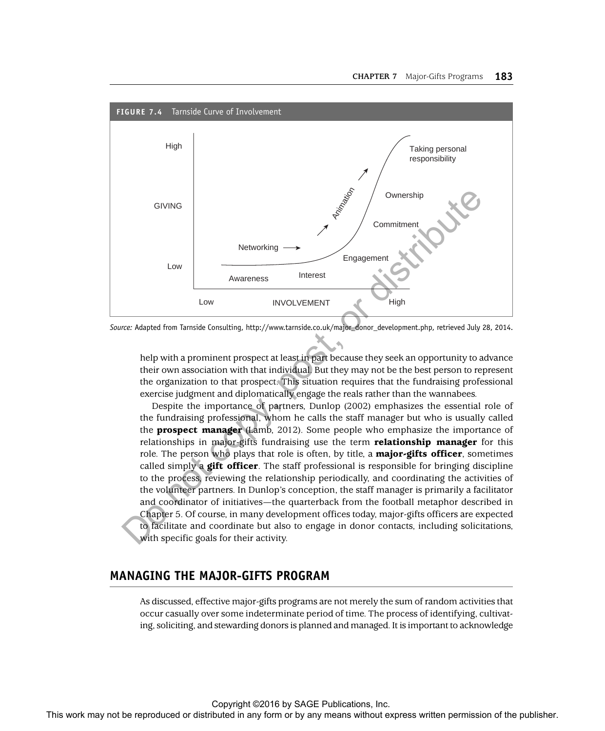**FIGURE 7.4** Tarnside Curve of Involvement

Source: Adapted from Tarnside Consulting, http://www.tarnside.co.uk/major_donor_development.php, retrieved July 28, 2014.

help with a prominent prospect at least in part because they seek an opportunity to advance their own association with that individual. But they may not be the best person to represent the organization to that prospect. This situation requires that the fundraising professional exercise judgment and diplomatically engage the reals rather than the wannabees.

Despite the importance of partners, Dunlop (2002) emphasizes the essential role of the fundraising professional, whom he calls the staff manager but who is usually called the **prospect manager** (Lamb, 2012). Some people who emphasize the importance of relationships in major-gifts fundraising use the term **relationship manager** for this role. The person who plays that role is often, by title, a **major-gifts officer**, sometimes called simply a **gift officer**. The staff professional is responsible for bringing discipline to the process, reviewing the relationship periodically, and coordinating the activities of the volunteer partners. In Dunlop's conception, the staff manager is primarily a facilitator and coordinator of initiatives—the quarterback from the football metaphor described in Chapter 5. Of course, in many development offices today, major-gifts officers are expected to facilitate and coordinate but also to engage in donor contacts, including solicitations, with specific goals for their activity.

## MANAGING THE MAJOR-GIFTS PROGRAM

As discussed, effective major-gifts programs are not merely the sum of random activities that occur casually over some indeterminate period of time. The process of identifying, cultivating, soliciting, and stewarding donors is planned and managed. It is important to acknowledge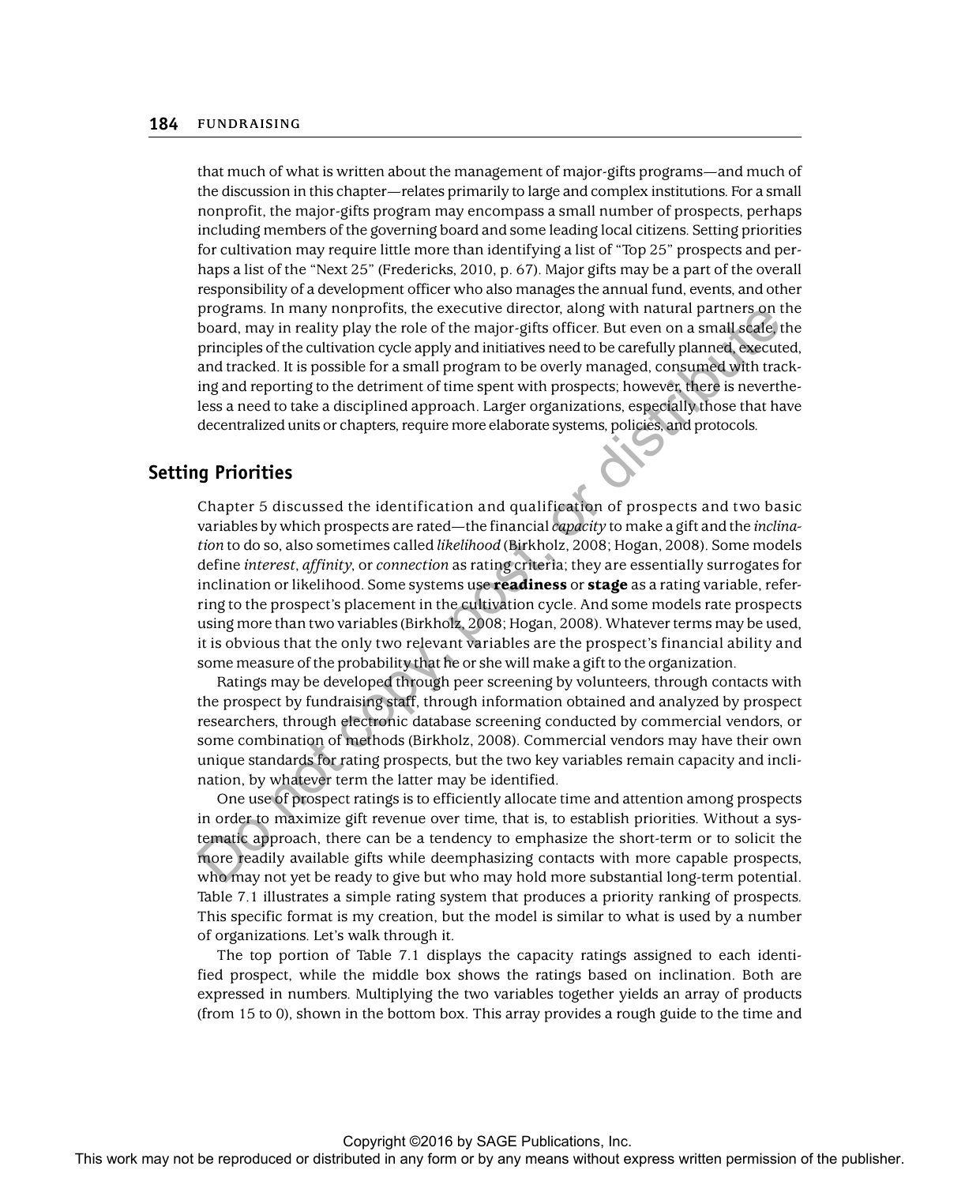that much of what is written about the management of major-gifts programs—and much of the discussion in this chapter—relates primarily to large and complex institutions. For a small nonprofit, the major-gifts program may encompass a small number of prospects, perhaps including members of the governing board and some leading local citizens. Setting priorities for cultivation may require little more than identifying a list of "Top 25" prospects and perhaps a list of the "Next 25" (Fredericks, 2010, p. 67). Major gifts may be a part of the overall responsibility of a development officer who also manages the annual fund, events, and other programs. In many nonprofits, the executive director, along with natural partners on the board, may in reality play the role of the major-gifts officer. But even on a small scale, the principles of the cultivation cycle apply and initiatives need to be carefully planned, executed, and tracked. It is possible for a small program to be overly managed, consumed with tracking and reporting to the detriment of time spent with prospects; however, there is nevertheless a need to take a disciplined approach. Larger organizations, especially those that have decentralized units or chapters, require more elaborate systems, policies, and protocols.

## Setting Priorities

Chapter 5 discussed the identification and qualification of prospects and two basic variables by which prospects are rated—the financial *capacity* to make a gift and the *inclination* to do so, also sometimes called *likelihood* (Birkholz, 2008; Hogan, 2008). Some models define *interest*, *affinity*, or *connection* as rating criteria; they are essentially surrogates for inclination or likelihood. Some systems use **readiness** or **stage** as a rating variable, referring to the prospect's placement in the cultivation cycle. And some models rate prospects using more than two variables (Birkholz, 2008; Hogan, 2008). Whatever terms may be used, it is obvious that the only two relevant variables are the prospect's financial ability and some measure of the probability that he or she will make a gift to the organization.

Ratings may be developed through peer screening by volunteers, through contacts with the prospect by fundraising staff, through information obtained and analyzed by prospect researchers, through electronic database screening conducted by commercial vendors, or some combination of methods (Birkholz, 2008). Commercial vendors may have their own unique standards for rating prospects, but the two key variables remain capacity and inclination, by whatever term the latter may be identified.

One use of prospect ratings is to efficiently allocate time and attention among prospects in order to maximize gift revenue over time, that is, to establish priorities. Without a systematic approach, there can be a tendency to emphasize the short-term or to solicit the more readily available gifts while deemphasizing contacts with more capable prospects, who may not yet be ready to give but who may hold more substantial long-term potential. Table 7.1 illustrates a simple rating system that produces a priority ranking of prospects. This specific format is my creation, but the model is similar to what is used by a number of organizations. Let's walk through it.

The top portion of Table 7.1 displays the capacity ratings assigned to each identified prospect, while the middle box shows the ratings based on inclination. Both are expressed in numbers. Multiplying the two variables together yields an array of products (from 15 to 0), shown in the bottom box. This array provides a rough guide to the time and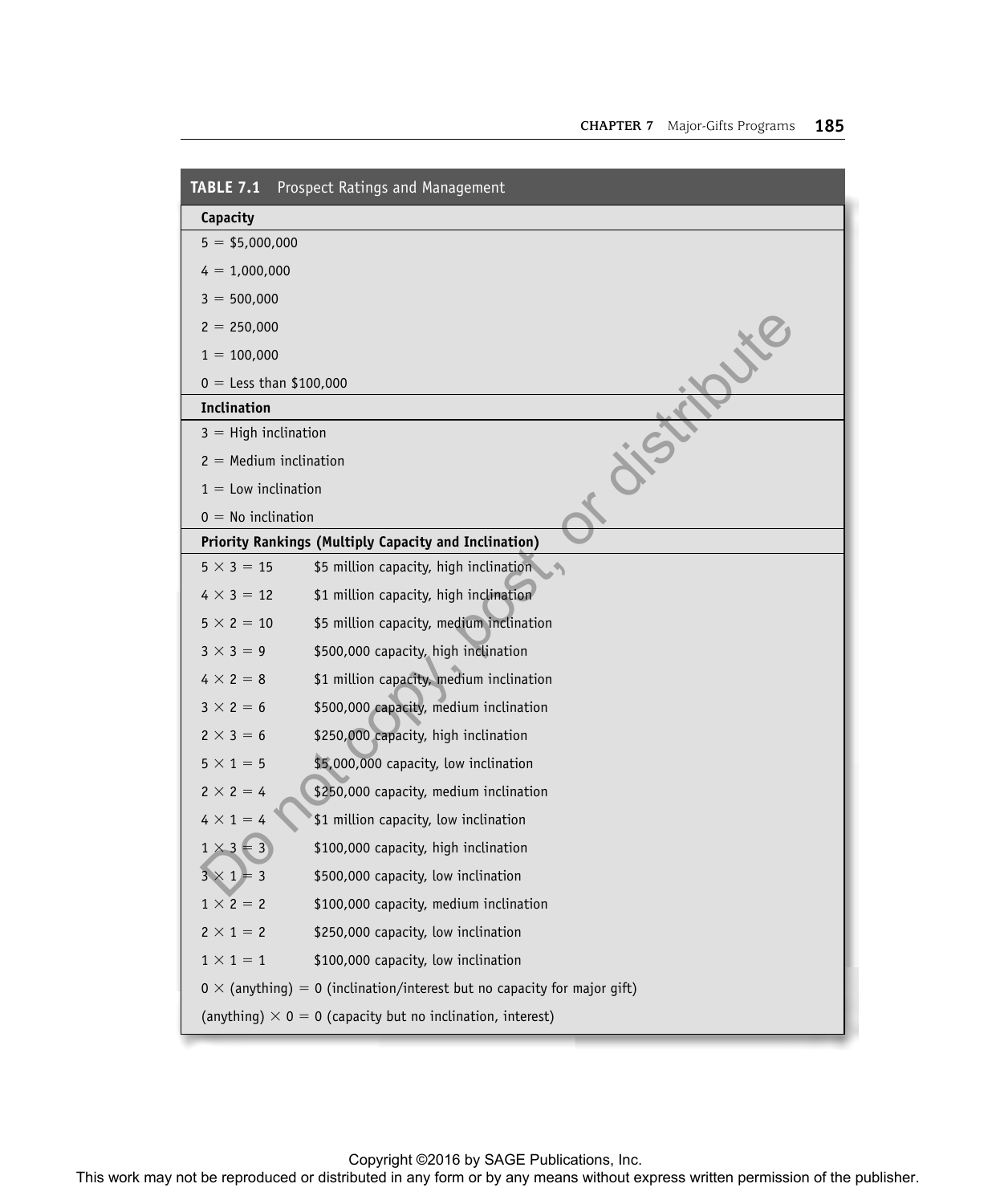**TABLE 7.1** Prospect Ratings and Management

| **Capacity** | |
|---|---|
| 5 = $5,000,000 | |
| 4 = 1,000,000 | |
| 3 = 500,000 | |
| 2 = 250,000 | |
| 1 = 100,000 | |
| 0 = Less than $100,000 | |
| **Inclination** | |
| 3 = High inclination | |
| 2 = Medium inclination | |
| 1 = Low inclination | |
| 0 = No inclination | |
| **Priority Rankings (Multiply Capacity and Inclination)** | |
| 5 × 3 = 15 | $5 million capacity, high inclination |
| 4 × 3 = 12 | $1 million capacity, high inclination |
| 5 × 2 = 10 | $5 million capacity, medium inclination |
| 3 × 3 = 9 | $500,000 capacity, high inclination |
| 4 × 2 = 8 | $1 million capacity, medium inclination |
| 3 × 2 = 6 | $500,000 capacity, medium inclination |
| 2 × 3 = 6 | $250,000 capacity, high inclination |
| 5 × 1 = 5 | $5,000,000 capacity, low inclination |
| 2 × 2 = 4 | $250,000 capacity, medium inclination |
| 4 × 1 = 4 | $1 million capacity, low inclination |
| 1 × 3 = 3 | $100,000 capacity, high inclination |
| 3 × 1 = 3 | $500,000 capacity, low inclination |
| 1 × 2 = 2 | $100,000 capacity, medium inclination |
| 2 × 1 = 2 | $250,000 capacity, low inclination |
| 1 × 1 = 1 | $100,000 capacity, low inclination |
| 0 × (anything) = 0 (inclination/interest but no capacity for major gift) | |
| (anything) × 0 = 0 (capacity but no inclination, interest) | |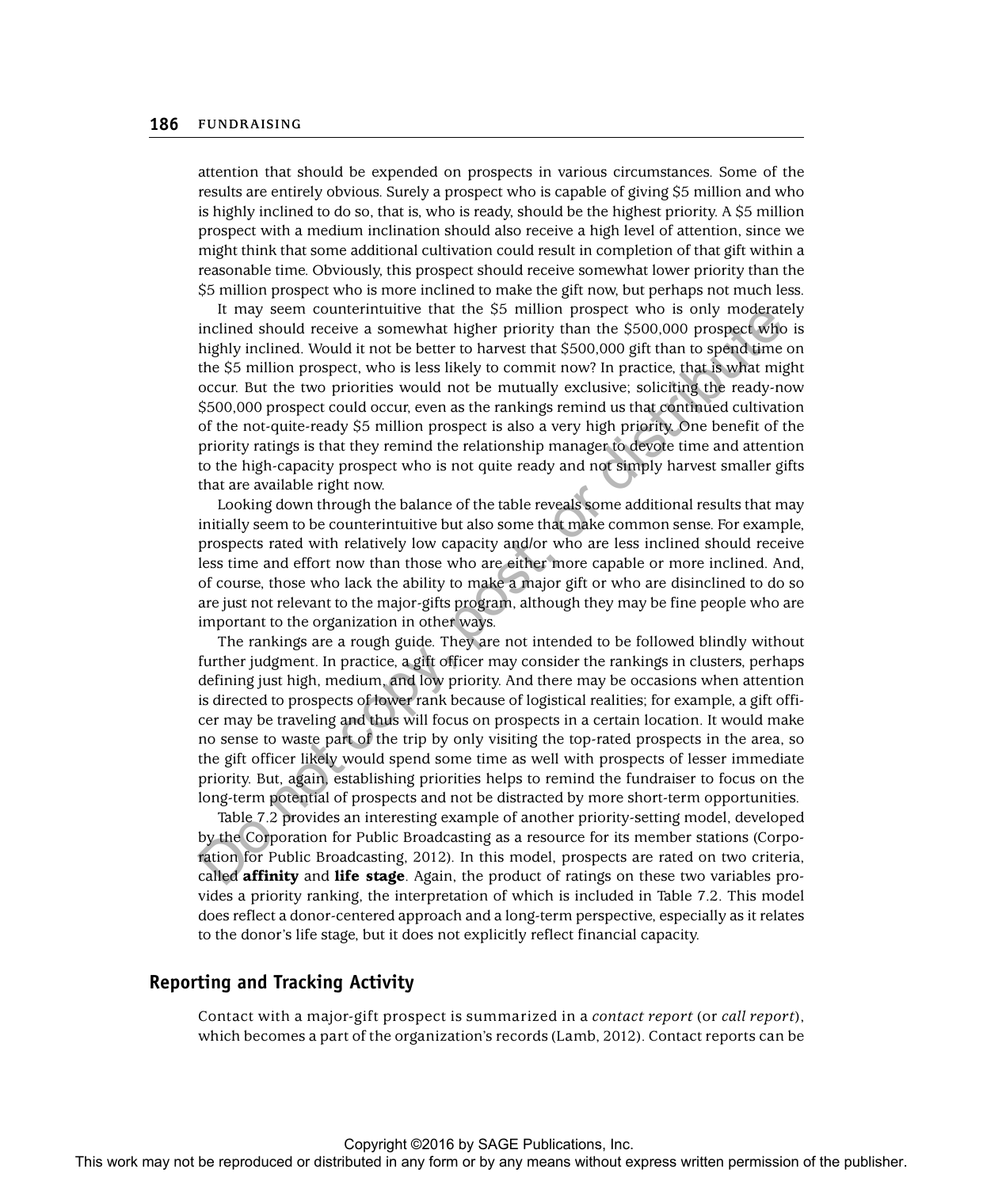attention that should be expended on prospects in various circumstances. Some of the results are entirely obvious. Surely a prospect who is capable of giving $5 million and who is highly inclined to do so, that is, who is ready, should be the highest priority. A $5 million prospect with a medium inclination should also receive a high level of attention, since we might think that some additional cultivation could result in completion of that gift within a reasonable time. Obviously, this prospect should receive somewhat lower priority than the $5 million prospect who is more inclined to make the gift now, but perhaps not much less.

It may seem counterintuitive that the $5 million prospect who is only moderately inclined should receive a somewhat higher priority than the $500,000 prospect who is highly inclined. Would it not be better to harvest that $500,000 gift than to spend time on the $5 million prospect, who is less likely to commit now? In practice, that is what might occur. But the two priorities would not be mutually exclusive; soliciting the ready-now $500,000 prospect could occur, even as the rankings remind us that continued cultivation of the not-quite-ready $5 million prospect is also a very high priority. One benefit of the priority ratings is that they remind the relationship manager to devote time and attention to the high-capacity prospect who is not quite ready and not simply harvest smaller gifts that are available right now.

Looking down through the balance of the table reveals some additional results that may initially seem to be counterintuitive but also some that make common sense. For example, prospects rated with relatively low capacity and/or who are less inclined should receive less time and effort now than those who are either more capable or more inclined. And, of course, those who lack the ability to make a major gift or who are disinclined to do so are just not relevant to the major-gifts program, although they may be fine people who are important to the organization in other ways.

The rankings are a rough guide. They are not intended to be followed blindly without further judgment. In practice, a gift officer may consider the rankings in clusters, perhaps defining just high, medium, and low priority. And there may be occasions when attention is directed to prospects of lower rank because of logistical realities; for example, a gift officer may be traveling and thus will focus on prospects in a certain location. It would make no sense to waste part of the trip by only visiting the top-rated prospects in the area, so the gift officer likely would spend some time as well with prospects of lesser immediate priority. But, again, establishing priorities helps to remind the fundraiser to focus on the long-term potential of prospects and not be distracted by more short-term opportunities.

Table 7.2 provides an interesting example of another priority-setting model, developed by the Corporation for Public Broadcasting as a resource for its member stations (Corporation for Public Broadcasting, 2012). In this model, prospects are rated on two criteria, called **affinity** and **life stage**. Again, the product of ratings on these two variables provides a priority ranking, the interpretation of which is included in Table 7.2. This model does reflect a donor-centered approach and a long-term perspective, especially as it relates to the donor's life stage, but it does not explicitly reflect financial capacity.

## Reporting and Tracking Activity

Contact with a major-gift prospect is summarized in a *contact report* (or *call report*), which becomes a part of the organization's records (Lamb, 2012). Contact reports can be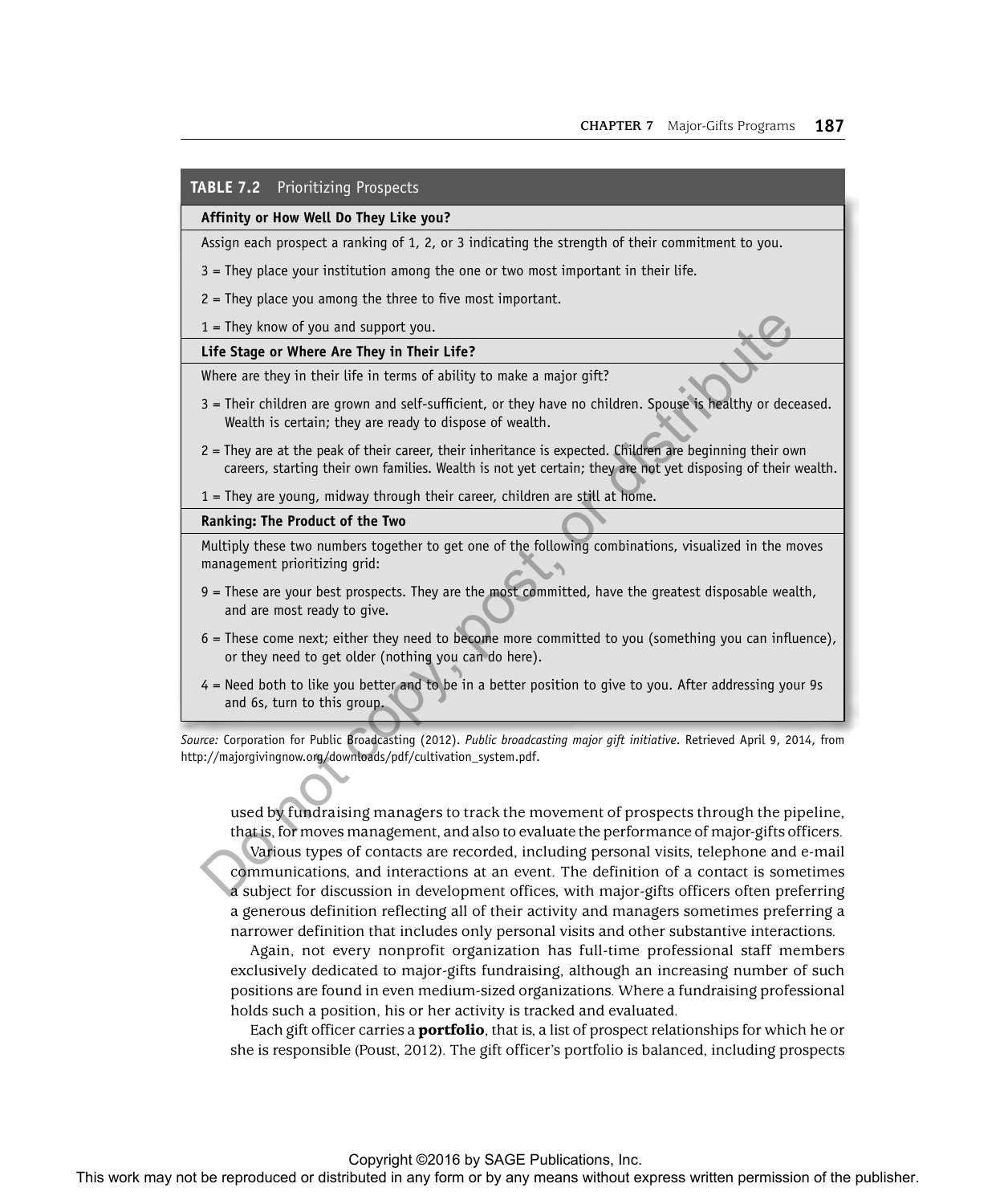**TABLE 7.2** Prioritizing Prospects

| Affinity or How Well Do They Like you? |
|---|
| Assign each prospect a ranking of 1, 2, or 3 indicating the strength of their commitment to you. |
| 3 = They place your institution among the one or two most important in their life. |
| 2 = They place you among the three to five most important. |
| 1 = They know of you and support you. |
| **Life Stage or Where Are They in Their Life?** |
| Where are they in their life in terms of ability to make a major gift? |
| 3 = Their children are grown and self-sufficient, or they have no children. Spouse is healthy or deceased. Wealth is certain; they are ready to dispose of wealth. |
| 2 = They are at the peak of their career, their inheritance is expected. Children are beginning their own careers, starting their own families. Wealth is not yet certain; they are not yet disposing of their wealth. |
| 1 = They are young, midway through their career, children are still at home. |
| **Ranking: The Product of the Two** |
| Multiply these two numbers together to get one of the following combinations, visualized in the moves management prioritizing grid: |
| 9 = These are your best prospects. They are the most committed, have the greatest disposable wealth, and are most ready to give. |
| 6 = These come next; either they need to become more committed to you (something you can influence), or they need to get older (nothing you can do here). |
| 4 = Need both to like you better and to be in a better position to give to you. After addressing your 9s and 6s, turn to this group. |

*Source:* Corporation for Public Broadcasting (2012). *Public broadcasting major gift initiative*. Retrieved April 9, 2014, from http://majorgivingnow.org/downloads/pdf/cultivation_system.pdf.

used by fundraising managers to track the movement of prospects through the pipeline, that is, for moves management, and also to evaluate the performance of major-gifts officers.

Various types of contacts are recorded, including personal visits, telephone and e-mail communications, and interactions at an event. The definition of a contact is sometimes a subject for discussion in development offices, with major-gifts officers often preferring a generous definition reflecting all of their activity and managers sometimes preferring a narrower definition that includes only personal visits and other substantive interactions.

Again, not every nonprofit organization has full-time professional staff members exclusively dedicated to major-gifts fundraising, although an increasing number of such positions are found in even medium-sized organizations. Where a fundraising professional holds such a position, his or her activity is tracked and evaluated.

Each gift officer carries a **portfolio**, that is, a list of prospect relationships for which he or she is responsible (Poust, 2012). The gift officer's portfolio is balanced, including prospects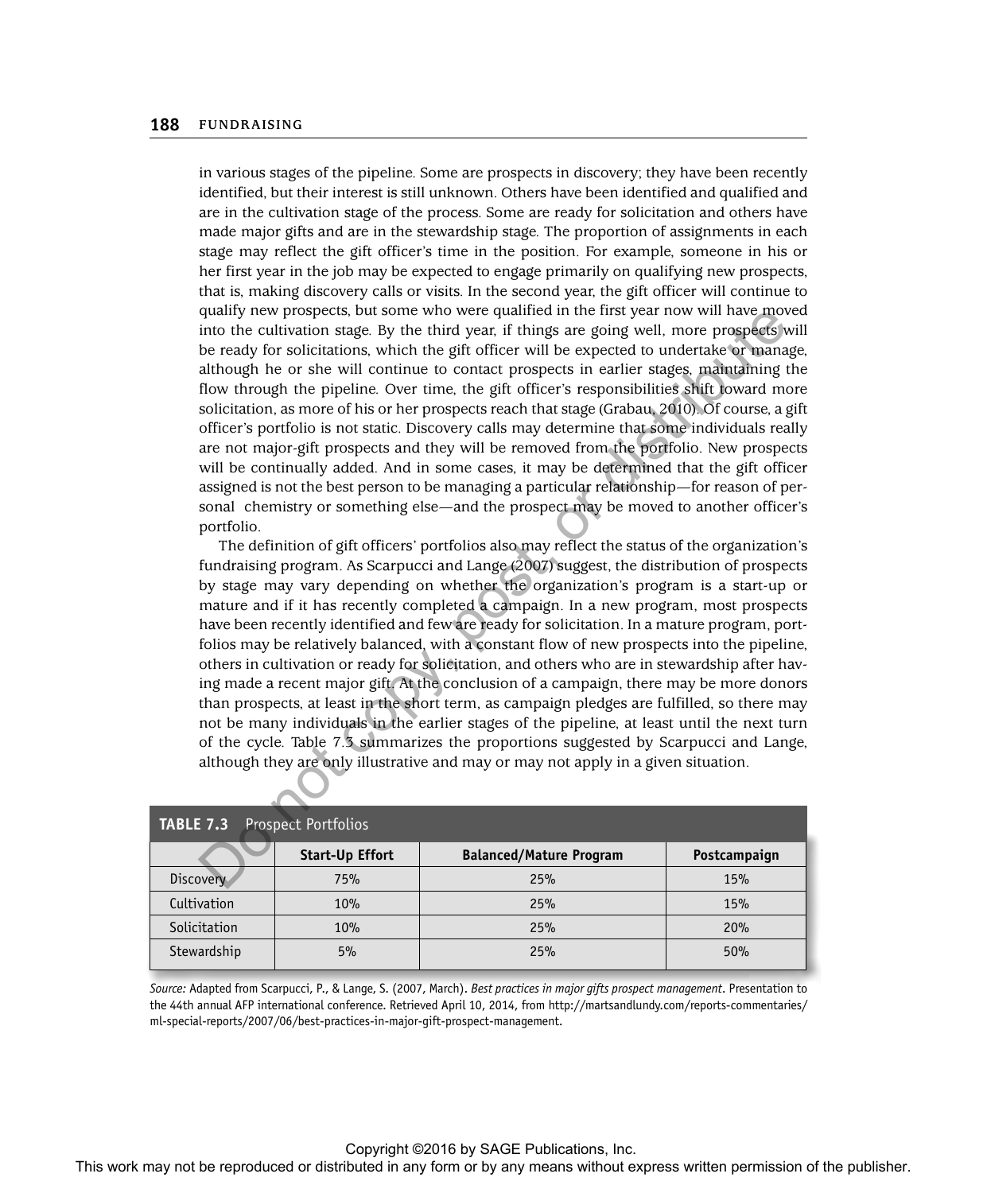in various stages of the pipeline. Some are prospects in discovery; they have been recently identified, but their interest is still unknown. Others have been identified and qualified and are in the cultivation stage of the process. Some are ready for solicitation and others have made major gifts and are in the stewardship stage. The proportion of assignments in each stage may reflect the gift officer's time in the position. For example, someone in his or her first year in the job may be expected to engage primarily on qualifying new prospects, that is, making discovery calls or visits. In the second year, the gift officer will continue to qualify new prospects, but some who were qualified in the first year now will have moved into the cultivation stage. By the third year, if things are going well, more prospects will be ready for solicitations, which the gift officer will be expected to undertake or manage, although he or she will continue to contact prospects in earlier stages, maintaining the flow through the pipeline. Over time, the gift officer's responsibilities shift toward more solicitation, as more of his or her prospects reach that stage (Grabau, 2010). Of course, a gift officer's portfolio is not static. Discovery calls may determine that some individuals really are not major-gift prospects and they will be removed from the portfolio. New prospects will be continually added. And in some cases, it may be determined that the gift officer assigned is not the best person to be managing a particular relationship—for reason of personal chemistry or something else—and the prospect may be moved to another officer's portfolio.

The definition of gift officers' portfolios also may reflect the status of the organization's fundraising program. As Scarpucci and Lange (2007) suggest, the distribution of prospects by stage may vary depending on whether the organization's program is a start-up or mature and if it has recently completed a campaign. In a new program, most prospects have been recently identified and few are ready for solicitation. In a mature program, portfolios may be relatively balanced, with a constant flow of new prospects into the pipeline, others in cultivation or ready for solicitation, and others who are in stewardship after having made a recent major gift. At the conclusion of a campaign, there may be more donors than prospects, at least in the short term, as campaign pledges are fulfilled, so there may not be many individuals in the earlier stages of the pipeline, at least until the next turn of the cycle. Table 7.3 summarizes the proportions suggested by Scarpucci and Lange, although they are only illustrative and may or may not apply in a given situation.

**TABLE 7.3** Prospect Portfolios

| | Start-Up Effort | Balanced/Mature Program | Postcampaign |
|---|---|---|---|
| Discovery | 75% | 25% | 15% |
| Cultivation | 10% | 25% | 15% |
| Solicitation | 10% | 25% | 20% |
| Stewardship | 5% | 25% | 50% |

*Source:* Adapted from Scarpucci, P., & Lange, S. (2007, March). *Best practices in major gifts prospect management*. Presentation to the 44th annual AFP international conference. Retrieved April 10, 2014, from http://martsandlundy.com/reports-commentaries/ml-special-reports/2007/06/best-practices-in-major-gift-prospect-management.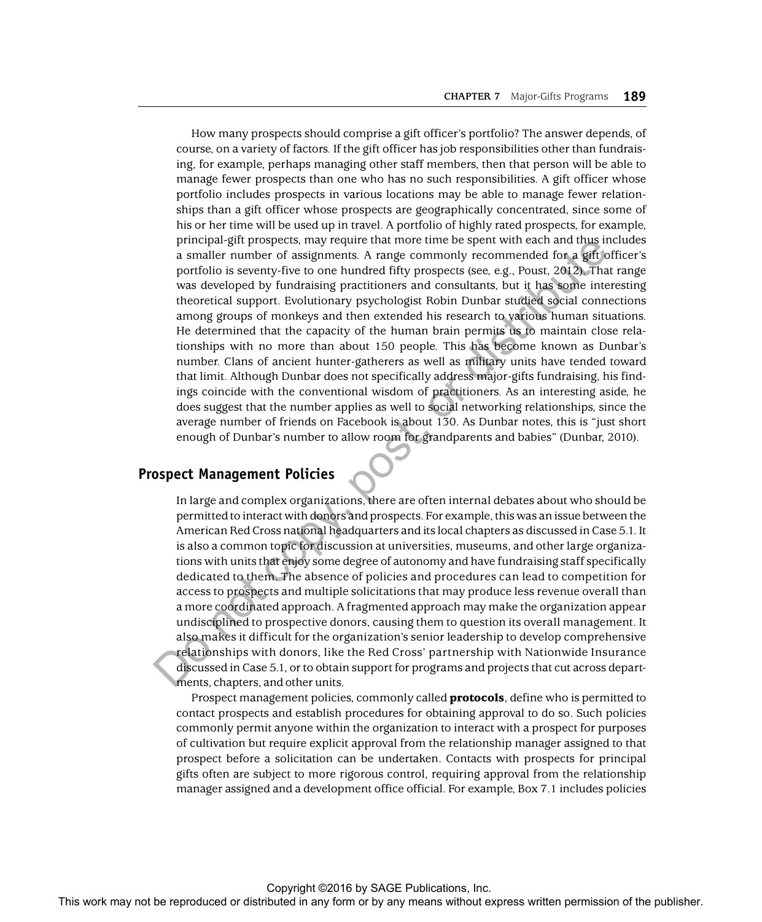How many prospects should comprise a gift officer's portfolio? The answer depends, of course, on a variety of factors. If the gift officer has job responsibilities other than fundraising, for example, perhaps managing other staff members, then that person will be able to manage fewer prospects than one who has no such responsibilities. A gift officer whose portfolio includes prospects in various locations may be able to manage fewer relationships than a gift officer whose prospects are geographically concentrated, since some of his or her time will be used up in travel. A portfolio of highly rated prospects, for example, principal-gift prospects, may require that more time be spent with each and thus includes a smaller number of assignments. A range commonly recommended for a gift officer's portfolio is seventy-five to one hundred fifty prospects (see, e.g., Poust, 2012). That range was developed by fundraising practitioners and consultants, but it has some interesting theoretical support. Evolutionary psychologist Robin Dunbar studied social connections among groups of monkeys and then extended his research to various human situations. He determined that the capacity of the human brain permits us to maintain close relationships with no more than about 150 people. This has become known as Dunbar's number. Clans of ancient hunter-gatherers as well as military units have tended toward that limit. Although Dunbar does not specifically address major-gifts fundraising, his findings coincide with the conventional wisdom of practitioners. As an interesting aside, he does suggest that the number applies as well to social networking relationships, since the average number of friends on Facebook is about 130. As Dunbar notes, this is "just short enough of Dunbar's number to allow room for grandparents and babies" (Dunbar, 2010).

## Prospect Management Policies

In large and complex organizations, there are often internal debates about who should be permitted to interact with donors and prospects. For example, this was an issue between the American Red Cross national headquarters and its local chapters as discussed in Case 5.1. It is also a common topic for discussion at universities, museums, and other large organizations with units that enjoy some degree of autonomy and have fundraising staff specifically dedicated to them. The absence of policies and procedures can lead to competition for access to prospects and multiple solicitations that may produce less revenue overall than a more coordinated approach. A fragmented approach may make the organization appear undisciplined to prospective donors, causing them to question its overall management. It also makes it difficult for the organization's senior leadership to develop comprehensive relationships with donors, like the Red Cross' partnership with Nationwide Insurance discussed in Case 5.1, or to obtain support for programs and projects that cut across departments, chapters, and other units.

Prospect management policies, commonly called **protocols**, define who is permitted to contact prospects and establish procedures for obtaining approval to do so. Such policies commonly permit anyone within the organization to interact with a prospect for purposes of cultivation but require explicit approval from the relationship manager assigned to that prospect before a solicitation can be undertaken. Contacts with prospects for principal gifts often are subject to more rigorous control, requiring approval from the relationship manager assigned and a development office official. For example, Box 7.1 includes policies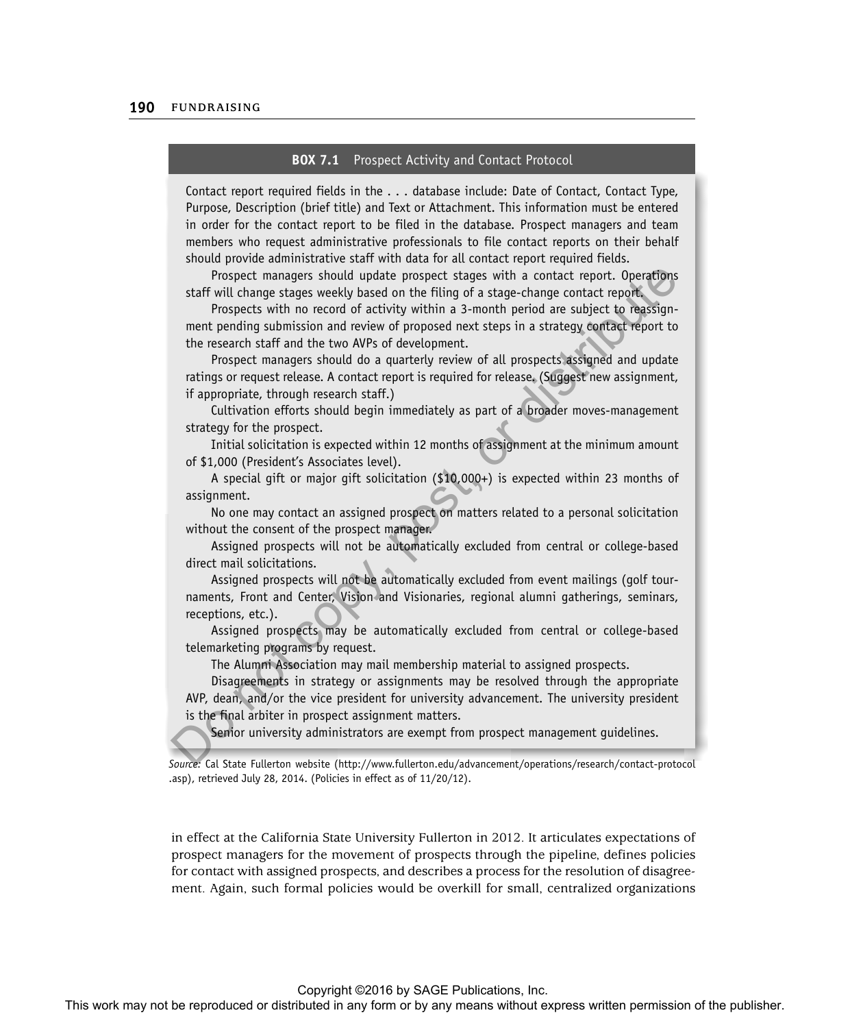**BOX 7.1** Prospect Activity and Contact Protocol

Contact report required fields in the . . . database include: Date of Contact, Contact Type, Purpose, Description (brief title) and Text or Attachment. This information must be entered in order for the contact report to be filed in the database. Prospect managers and team members who request administrative professionals to file contact reports on their behalf should provide administrative staff with data for all contact report required fields.

Prospect managers should update prospect stages with a contact report. Operations staff will change stages weekly based on the filing of a stage-change contact report.

Prospects with no record of activity within a 3-month period are subject to reassignment pending submission and review of proposed next steps in a strategy contact report to the research staff and the two AVPs of development.

Prospect managers should do a quarterly review of all prospects assigned and update ratings or request release. A contact report is required for release. (Suggest new assignment, if appropriate, through research staff.)

Cultivation efforts should begin immediately as part of a broader moves-management strategy for the prospect.

Initial solicitation is expected within 12 months of assignment at the minimum amount of $1,000 (President's Associates level).

A special gift or major gift solicitation ($10,000+) is expected within 23 months of assignment.

No one may contact an assigned prospect on matters related to a personal solicitation without the consent of the prospect manager.

Assigned prospects will not be automatically excluded from central or college-based direct mail solicitations.

Assigned prospects will not be automatically excluded from event mailings (golf tournaments, Front and Center, Vision and Visionaries, regional alumni gatherings, seminars, receptions, etc.).

Assigned prospects may be automatically excluded from central or college-based telemarketing programs by request.

The Alumni Association may mail membership material to assigned prospects.

Disagreements in strategy or assignments may be resolved through the appropriate AVP, dean, and/or the vice president for university advancement. The university president is the final arbiter in prospect assignment matters.

Senior university administrators are exempt from prospect management guidelines.

*Source:* Cal State Fullerton website (http://www.fullerton.edu/advancement/operations/research/contact-protocol.asp), retrieved July 28, 2014. (Policies in effect as of 11/20/12).

in effect at the California State University Fullerton in 2012. It articulates expectations of prospect managers for the movement of prospects through the pipeline, defines policies for contact with assigned prospects, and describes a process for the resolution of disagreement. Again, such formal policies would be overkill for small, centralized organizations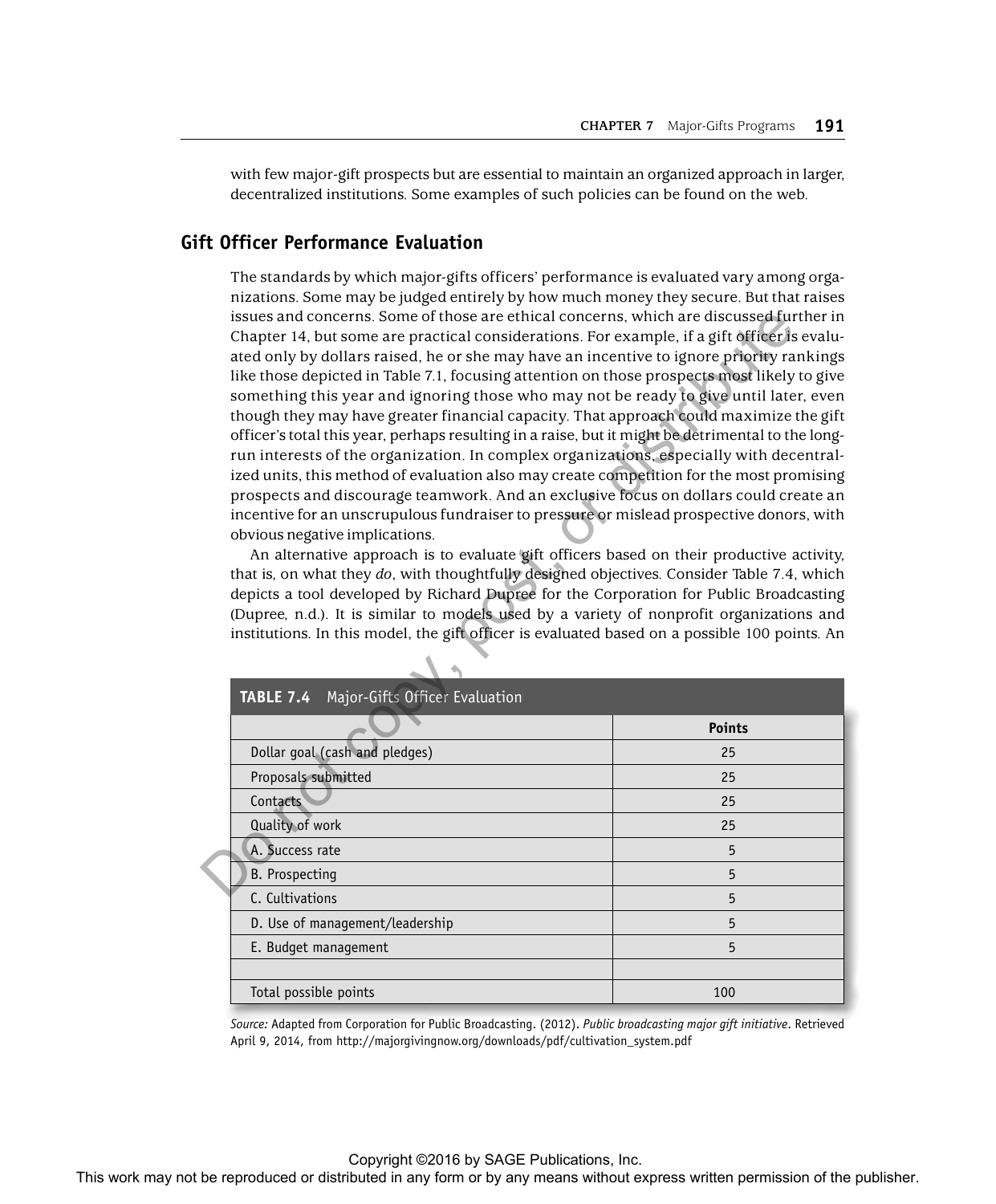with few major-gift prospects but are essential to maintain an organized approach in larger, decentralized institutions. Some examples of such policies can be found on the web.

## Gift Officer Performance Evaluation

The standards by which major-gifts officers' performance is evaluated vary among organizations. Some may be judged entirely by how much money they secure. But that raises issues and concerns. Some of those are ethical concerns, which are discussed further in Chapter 14, but some are practical considerations. For example, if a gift officer is evaluated only by dollars raised, he or she may have an incentive to ignore priority rankings like those depicted in Table 7.1, focusing attention on those prospects most likely to give something this year and ignoring those who may not be ready to give until later, even though they may have greater financial capacity. That approach could maximize the gift officer's total this year, perhaps resulting in a raise, but it might be detrimental to the long-run interests of the organization. In complex organizations, especially with decentralized units, this method of evaluation also may create competition for the most promising prospects and discourage teamwork. And an exclusive focus on dollars could create an incentive for an unscrupulous fundraiser to pressure or mislead prospective donors, with obvious negative implications.

An alternative approach is to evaluate gift officers based on their productive activity, that is, on what they *do*, with thoughtfully designed objectives. Consider Table 7.4, which depicts a tool developed by Richard Dupree for the Corporation for Public Broadcasting (Dupree, n.d.). It is similar to models used by a variety of nonprofit organizations and institutions. In this model, the gift officer is evaluated based on a possible 100 points. An

**TABLE 7.4** Major-Gifts Officer Evaluation

| | Points |
|---|---|
| Dollar goal (cash and pledges) | 25 |
| Proposals submitted | 25 |
| Contacts | 25 |
| Quality of work | 25 |
| A. Success rate | 5 |
| B. Prospecting | 5 |
| C. Cultivations | 5 |
| D. Use of management/leadership | 5 |
| E. Budget management | 5 |
| | |
| Total possible points | 100 |

*Source:* Adapted from Corporation for Public Broadcasting. (2012). *Public broadcasting major gift initiative*. Retrieved April 9, 2014, from http://majorgivingnow.org/downloads/pdf/cultivation_system.pdf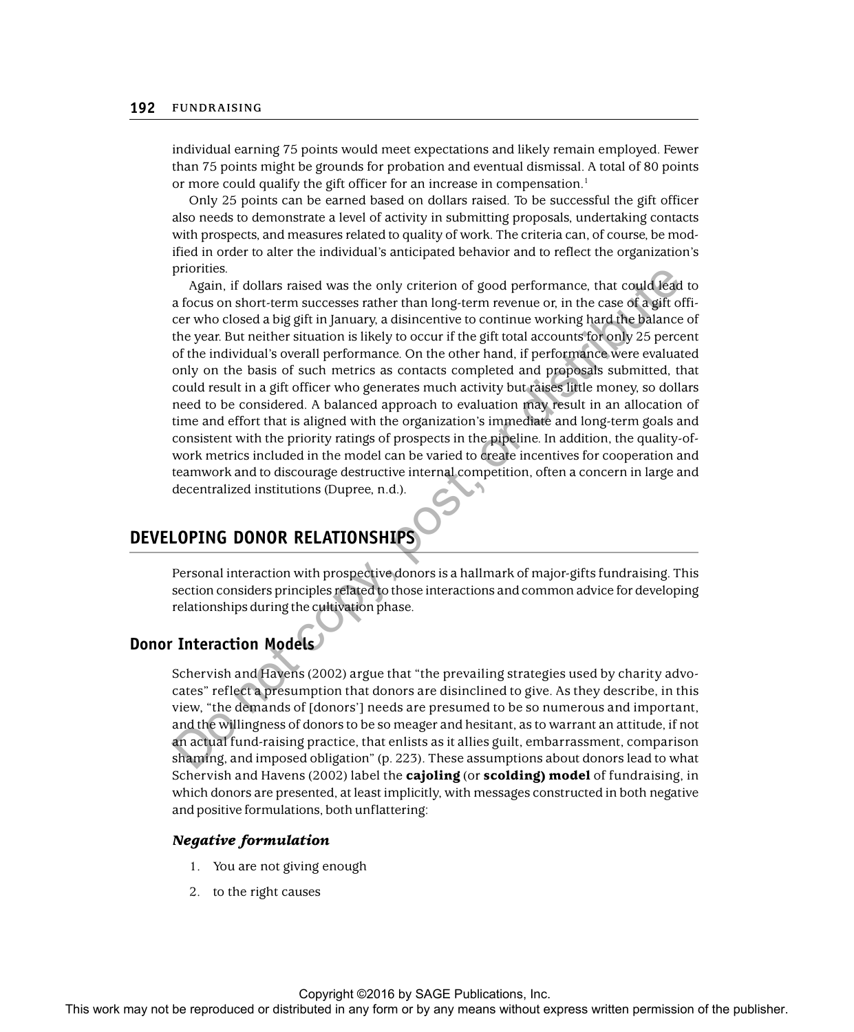individual earning 75 points would meet expectations and likely remain employed. Fewer than 75 points might be grounds for probation and eventual dismissal. A total of 80 points or more could qualify the gift officer for an increase in compensation.[1]

Only 25 points can be earned based on dollars raised. To be successful the gift officer also needs to demonstrate a level of activity in submitting proposals, undertaking contacts with prospects, and measures related to quality of work. The criteria can, of course, be modified in order to alter the individual's anticipated behavior and to reflect the organization's priorities.

Again, if dollars raised was the only criterion of good performance, that could lead to a focus on short-term successes rather than long-term revenue or, in the case of a gift officer who closed a big gift in January, a disincentive to continue working hard the balance of the year. But neither situation is likely to occur if the gift total accounts for only 25 percent of the individual's overall performance. On the other hand, if performance were evaluated only on the basis of such metrics as contacts completed and proposals submitted, that could result in a gift officer who generates much activity but raises little money, so dollars need to be considered. A balanced approach to evaluation may result in an allocation of time and effort that is aligned with the organization's immediate and long-term goals and consistent with the priority ratings of prospects in the pipeline. In addition, the quality-of-work metrics included in the model can be varied to create incentives for cooperation and teamwork and to discourage destructive internal competition, often a concern in large and decentralized institutions (Dupree, n.d.).

## DEVELOPING DONOR RELATIONSHIPS

Personal interaction with prospective donors is a hallmark of major-gifts fundraising. This section considers principles related to those interactions and common advice for developing relationships during the cultivation phase.

### Donor Interaction Models

Schervish and Havens (2002) argue that "the prevailing strategies used by charity advocates" reflect a presumption that donors are disinclined to give. As they describe, in this view, "the demands of [donors'] needs are presumed to be so numerous and important, and the willingness of donors to be so meager and hesitant, as to warrant an attitude, if not an actual fund-raising practice, that enlists as it allies guilt, embarrassment, comparison shaming, and imposed obligation" (p. 223). These assumptions about donors lead to what Schervish and Havens (2002) label the **cajoling** (or **scolding) model** of fundraising, in which donors are presented, at least implicitly, with messages constructed in both negative and positive formulations, both unflattering:

***Negative formulation***

1. You are not giving enough
2. to the right causes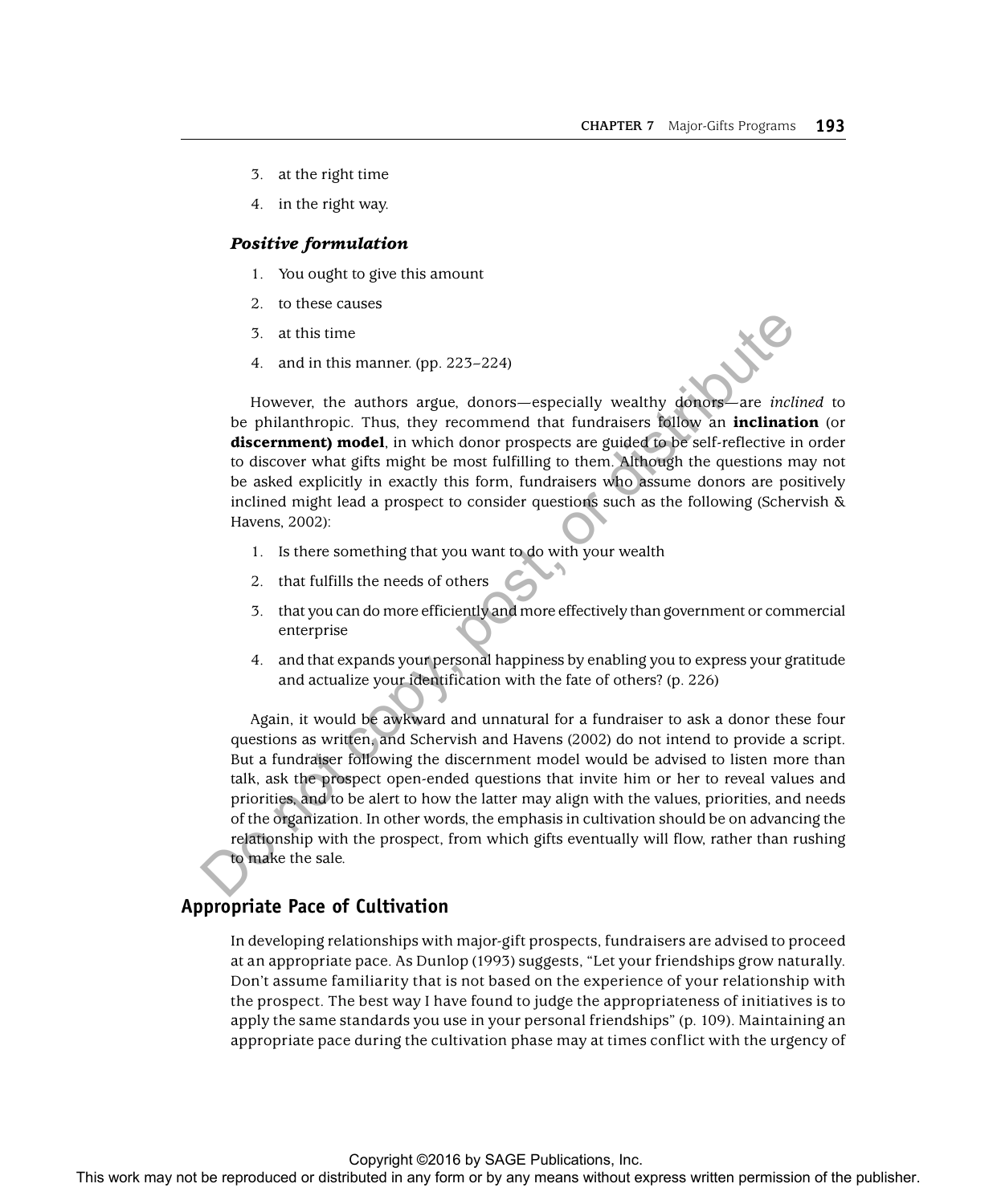3. at the right time
4. in the right way.

***Positive formulation***

1. You ought to give this amount
2. to these causes
3. at this time
4. and in this manner. (pp. 223–224)

However, the authors argue, donors—especially wealthy donors—are *inclined* to be philanthropic. Thus, they recommend that fundraisers follow an **inclination** (or **discernment) model**, in which donor prospects are guided to be self-reflective in order to discover what gifts might be most fulfilling to them. Although the questions may not be asked explicitly in exactly this form, fundraisers who assume donors are positively inclined might lead a prospect to consider questions such as the following (Schervish & Havens, 2002):

1. Is there something that you want to do with your wealth
2. that fulfills the needs of others
3. that you can do more efficiently and more effectively than government or commercial enterprise
4. and that expands your personal happiness by enabling you to express your gratitude and actualize your identification with the fate of others? (p. 226)

Again, it would be awkward and unnatural for a fundraiser to ask a donor these four questions as written, and Schervish and Havens (2002) do not intend to provide a script. But a fundraiser following the discernment model would be advised to listen more than talk, ask the prospect open-ended questions that invite him or her to reveal values and priorities, and to be alert to how the latter may align with the values, priorities, and needs of the organization. In other words, the emphasis in cultivation should be on advancing the relationship with the prospect, from which gifts eventually will flow, rather than rushing to make the sale.

## Appropriate Pace of Cultivation

In developing relationships with major-gift prospects, fundraisers are advised to proceed at an appropriate pace. As Dunlop (1993) suggests, "Let your friendships grow naturally. Don't assume familiarity that is not based on the experience of your relationship with the prospect. The best way I have found to judge the appropriateness of initiatives is to apply the same standards you use in your personal friendships" (p. 109). Maintaining an appropriate pace during the cultivation phase may at times conflict with the urgency of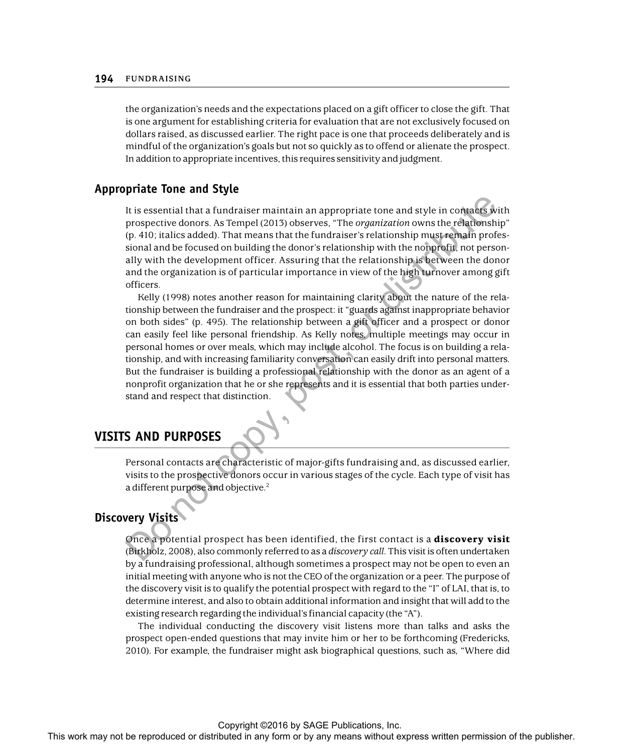the organization's needs and the expectations placed on a gift officer to close the gift. That is one argument for establishing criteria for evaluation that are not exclusively focused on dollars raised, as discussed earlier. The right pace is one that proceeds deliberately and is mindful of the organization's goals but not so quickly as to offend or alienate the prospect. In addition to appropriate incentives, this requires sensitivity and judgment.

### Appropriate Tone and Style

It is essential that a fundraiser maintain an appropriate tone and style in contacts with prospective donors. As Tempel (2013) observes, "The *organization* owns the relationship" (p. 410; italics added). That means that the fundraiser's relationship must remain professional and be focused on building the donor's relationship with the nonprofit, not personally with the development officer. Assuring that the relationship is between the donor and the organization is of particular importance in view of the high turnover among gift officers.

Kelly (1998) notes another reason for maintaining clarity about the nature of the relationship between the fundraiser and the prospect: it "guards against inappropriate behavior on both sides" (p. 495). The relationship between a gift officer and a prospect or donor can easily feel like personal friendship. As Kelly notes, multiple meetings may occur in personal homes or over meals, which may include alcohol. The focus is on building a relationship, and with increasing familiarity conversation can easily drift into personal matters. But the fundraiser is building a professional relationship with the donor as an agent of a nonprofit organization that he or she represents and it is essential that both parties understand and respect that distinction.

## VISITS AND PURPOSES

Personal contacts are characteristic of major-gifts fundraising and, as discussed earlier, visits to the prospective donors occur in various stages of the cycle. Each type of visit has a different purpose and objective.[2]

### Discovery Visits

Once a potential prospect has been identified, the first contact is a **discovery visit** (Birkholz, 2008), also commonly referred to as a *discovery call*. This visit is often undertaken by a fundraising professional, although sometimes a prospect may not be open to even an initial meeting with anyone who is not the CEO of the organization or a peer. The purpose of the discovery visit is to qualify the potential prospect with regard to the "I" of LAI, that is, to determine interest, and also to obtain additional information and insight that will add to the existing research regarding the individual's financial capacity (the "A").

The individual conducting the discovery visit listens more than talks and asks the prospect open-ended questions that may invite him or her to be forthcoming (Fredericks, 2010). For example, the fundraiser might ask biographical questions, such as, "Where did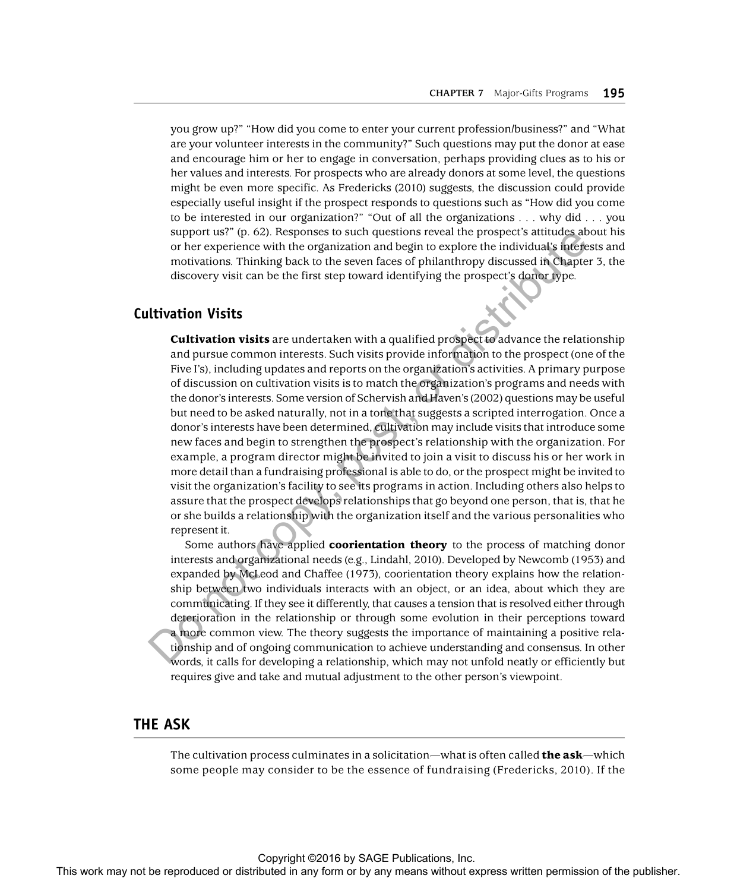you grow up?" "How did you come to enter your current profession/business?" and "What are your volunteer interests in the community?" Such questions may put the donor at ease and encourage him or her to engage in conversation, perhaps providing clues as to his or her values and interests. For prospects who are already donors at some level, the questions might be even more specific. As Fredericks (2010) suggests, the discussion could provide especially useful insight if the prospect responds to questions such as "How did you come to be interested in our organization?" "Out of all the organizations . . . why did . . . you support us?" (p. 62). Responses to such questions reveal the prospect's attitudes about his or her experience with the organization and begin to explore the individual's interests and motivations. Thinking back to the seven faces of philanthropy discussed in Chapter 3, the discovery visit can be the first step toward identifying the prospect's donor type.

### Cultivation Visits

**Cultivation visits** are undertaken with a qualified prospect to advance the relationship and pursue common interests. Such visits provide information to the prospect (one of the Five I's), including updates and reports on the organization's activities. A primary purpose of discussion on cultivation visits is to match the organization's programs and needs with the donor's interests. Some version of Schervish and Haven's (2002) questions may be useful but need to be asked naturally, not in a tone that suggests a scripted interrogation. Once a donor's interests have been determined, cultivation may include visits that introduce some new faces and begin to strengthen the prospect's relationship with the organization. For example, a program director might be invited to join a visit to discuss his or her work in more detail than a fundraising professional is able to do, or the prospect might be invited to visit the organization's facility to see its programs in action. Including others also helps to assure that the prospect develops relationships that go beyond one person, that is, that he or she builds a relationship with the organization itself and the various personalities who represent it.

Some authors have applied **coorientation theory** to the process of matching donor interests and organizational needs (e.g., Lindahl, 2010). Developed by Newcomb (1953) and expanded by McLeod and Chaffee (1973), coorientation theory explains how the relationship between two individuals interacts with an object, or an idea, about which they are communicating. If they see it differently, that causes a tension that is resolved either through deterioration in the relationship or through some evolution in their perceptions toward a more common view. The theory suggests the importance of maintaining a positive relationship and of ongoing communication to achieve understanding and consensus. In other words, it calls for developing a relationship, which may not unfold neatly or efficiently but requires give and take and mutual adjustment to the other person's viewpoint.

## THE ASK

The cultivation process culminates in a solicitation—what is often called **the ask**—which some people may consider to be the essence of fundraising (Fredericks, 2010). If the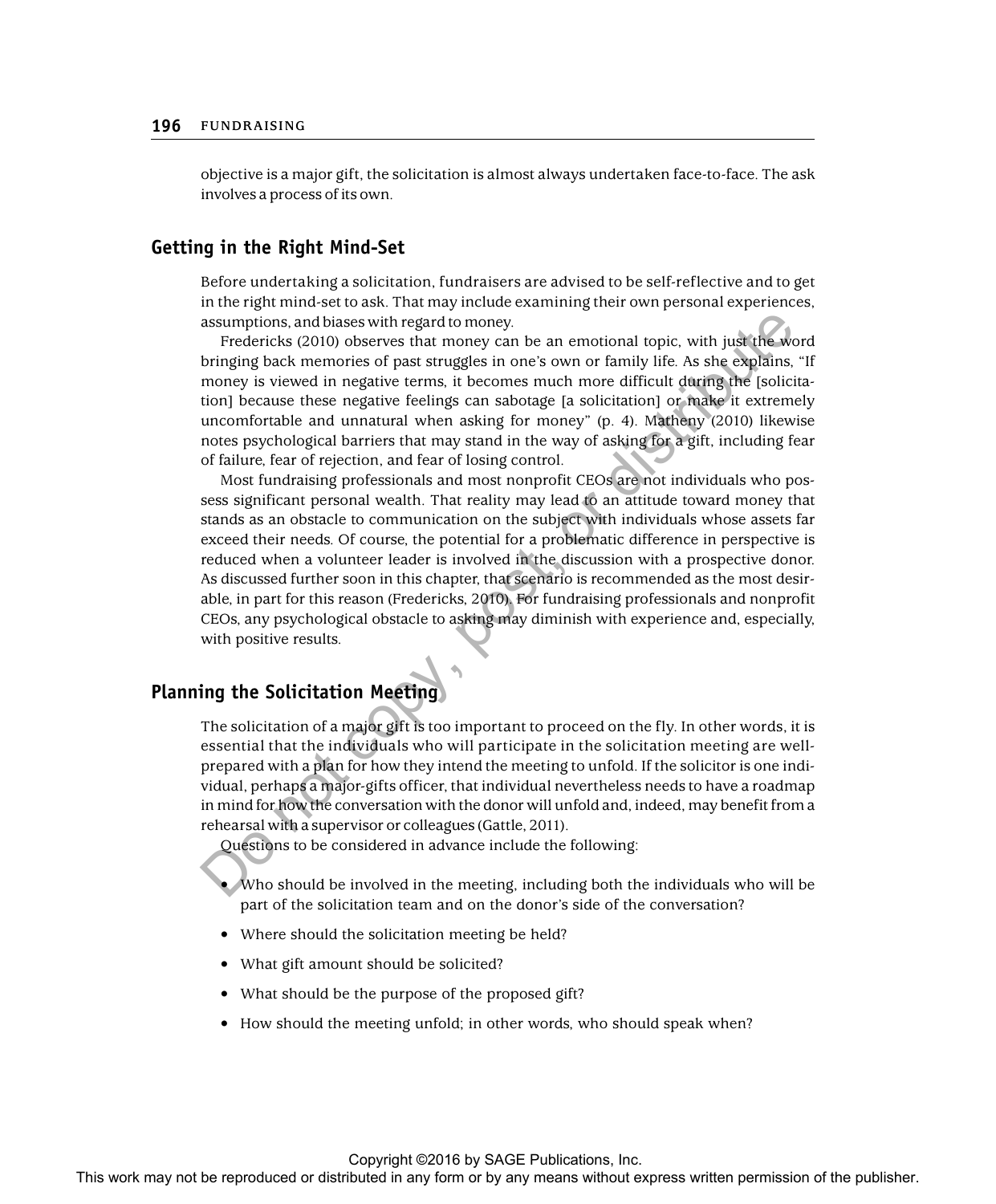objective is a major gift, the solicitation is almost always undertaken face-to-face. The ask involves a process of its own.

## Getting in the Right Mind-Set

Before undertaking a solicitation, fundraisers are advised to be self-reflective and to get in the right mind-set to ask. That may include examining their own personal experiences, assumptions, and biases with regard to money.

Fredericks (2010) observes that money can be an emotional topic, with just the word bringing back memories of past struggles in one's own or family life. As she explains, "If money is viewed in negative terms, it becomes much more difficult during the [solicitation] because these negative feelings can sabotage [a solicitation] or make it extremely uncomfortable and unnatural when asking for money" (p. 4). Matheny (2010) likewise notes psychological barriers that may stand in the way of asking for a gift, including fear of failure, fear of rejection, and fear of losing control.

Most fundraising professionals and most nonprofit CEOs are not individuals who possess significant personal wealth. That reality may lead to an attitude toward money that stands as an obstacle to communication on the subject with individuals whose assets far exceed their needs. Of course, the potential for a problematic difference in perspective is reduced when a volunteer leader is involved in the discussion with a prospective donor. As discussed further soon in this chapter, that scenario is recommended as the most desirable, in part for this reason (Fredericks, 2010). For fundraising professionals and nonprofit CEOs, any psychological obstacle to asking may diminish with experience and, especially, with positive results.

## Planning the Solicitation Meeting

The solicitation of a major gift is too important to proceed on the fly. In other words, it is essential that the individuals who will participate in the solicitation meeting are well-prepared with a plan for how they intend the meeting to unfold. If the solicitor is one individual, perhaps a major-gifts officer, that individual nevertheless needs to have a roadmap in mind for how the conversation with the donor will unfold and, indeed, may benefit from a rehearsal with a supervisor or colleagues (Gattle, 2011).

Questions to be considered in advance include the following:

- Who should be involved in the meeting, including both the individuals who will be part of the solicitation team and on the donor's side of the conversation?
- Where should the solicitation meeting be held?
- What gift amount should be solicited?
- What should be the purpose of the proposed gift?
- How should the meeting unfold; in other words, who should speak when?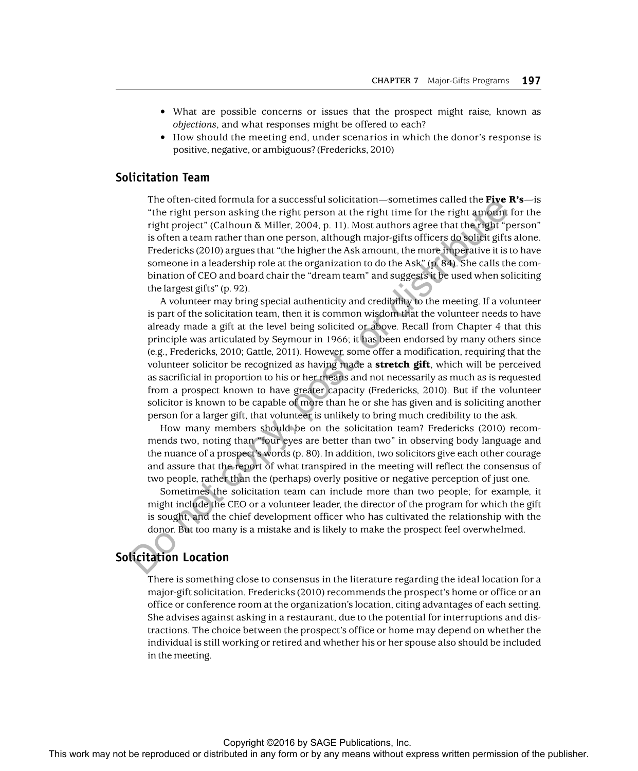- What are possible concerns or issues that the prospect might raise, known as *objections*, and what responses might be offered to each?
- How should the meeting end, under scenarios in which the donor's response is positive, negative, or ambiguous? (Fredericks, 2010)

## Solicitation Team

The often-cited formula for a successful solicitation—sometimes called the **Five R's**—is "the right person asking the right person at the right time for the right amount for the right project" (Calhoun & Miller, 2004, p. 11). Most authors agree that the right "person" is often a team rather than one person, although major-gifts officers do solicit gifts alone. Fredericks (2010) argues that "the higher the Ask amount, the more imperative it is to have someone in a leadership role at the organization to do the Ask" (p. 84). She calls the combination of CEO and board chair the "dream team" and suggests it be used when soliciting the largest gifts" (p. 92).

A volunteer may bring special authenticity and credibility to the meeting. If a volunteer is part of the solicitation team, then it is common wisdom that the volunteer needs to have already made a gift at the level being solicited or above. Recall from Chapter 4 that this principle was articulated by Seymour in 1966; it has been endorsed by many others since (e.g., Fredericks, 2010; Gattle, 2011). However, some offer a modification, requiring that the volunteer solicitor be recognized as having made a **stretch gift**, which will be perceived as sacrificial in proportion to his or her means and not necessarily as much as is requested from a prospect known to have greater capacity (Fredericks, 2010). But if the volunteer solicitor is known to be capable of more than he or she has given and is soliciting another person for a larger gift, that volunteer is unlikely to bring much credibility to the ask.

How many members should be on the solicitation team? Fredericks (2010) recommends two, noting than "four eyes are better than two" in observing body language and the nuance of a prospect's words (p. 80). In addition, two solicitors give each other courage and assure that the report of what transpired in the meeting will reflect the consensus of two people, rather than the (perhaps) overly positive or negative perception of just one.

Sometimes the solicitation team can include more than two people; for example, it might include the CEO or a volunteer leader, the director of the program for which the gift is sought, and the chief development officer who has cultivated the relationship with the donor. But too many is a mistake and is likely to make the prospect feel overwhelmed.

## Solicitation Location

There is something close to consensus in the literature regarding the ideal location for a major-gift solicitation. Fredericks (2010) recommends the prospect's home or office or an office or conference room at the organization's location, citing advantages of each setting. She advises against asking in a restaurant, due to the potential for interruptions and distractions. The choice between the prospect's office or home may depend on whether the individual is still working or retired and whether his or her spouse also should be included in the meeting.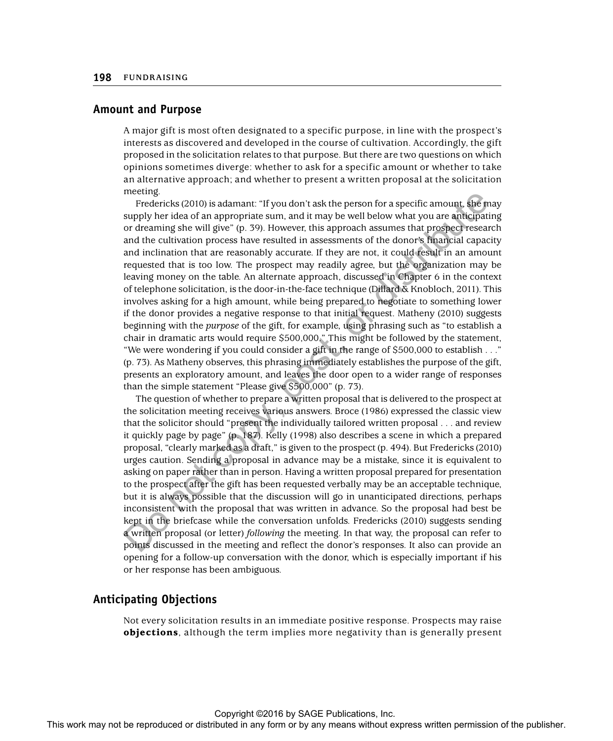## Amount and Purpose

A major gift is most often designated to a specific purpose, in line with the prospect's interests as discovered and developed in the course of cultivation. Accordingly, the gift proposed in the solicitation relates to that purpose. But there are two questions on which opinions sometimes diverge: whether to ask for a specific amount or whether to take an alternative approach; and whether to present a written proposal at the solicitation meeting.

Fredericks (2010) is adamant: "If you don't ask the person for a specific amount, she may supply her idea of an appropriate sum, and it may be well below what you are anticipating or dreaming she will give" (p. 39). However, this approach assumes that prospect research and the cultivation process have resulted in assessments of the donor's financial capacity and inclination that are reasonably accurate. If they are not, it could result in an amount requested that is too low. The prospect may readily agree, but the organization may be leaving money on the table. An alternate approach, discussed in Chapter 6 in the context of telephone solicitation, is the door-in-the-face technique (Dillard & Knobloch, 2011). This involves asking for a high amount, while being prepared to negotiate to something lower if the donor provides a negative response to that initial request. Matheny (2010) suggests beginning with the *purpose* of the gift, for example, using phrasing such as "to establish a chair in dramatic arts would require $500,000." This might be followed by the statement, "We were wondering if you could consider a gift in the range of $500,000 to establish . . ." (p. 73). As Matheny observes, this phrasing immediately establishes the purpose of the gift, presents an exploratory amount, and leaves the door open to a wider range of responses than the simple statement "Please give $500,000" (p. 73).

The question of whether to prepare a written proposal that is delivered to the prospect at the solicitation meeting receives various answers. Broce (1986) expressed the classic view that the solicitor should "present the individually tailored written proposal . . . and review it quickly page by page" (p. 187). Kelly (1998) also describes a scene in which a prepared proposal, "clearly marked as a draft," is given to the prospect (p. 494). But Fredericks (2010) urges caution. Sending a proposal in advance may be a mistake, since it is equivalent to asking on paper rather than in person. Having a written proposal prepared for presentation to the prospect after the gift has been requested verbally may be an acceptable technique, but it is always possible that the discussion will go in unanticipated directions, perhaps inconsistent with the proposal that was written in advance. So the proposal had best be kept in the briefcase while the conversation unfolds. Fredericks (2010) suggests sending a written proposal (or letter) *following* the meeting. In that way, the proposal can refer to points discussed in the meeting and reflect the donor's responses. It also can provide an opening for a follow-up conversation with the donor, which is especially important if his or her response has been ambiguous.

## Anticipating Objections

Not every solicitation results in an immediate positive response. Prospects may raise **objections**, although the term implies more negativity than is generally present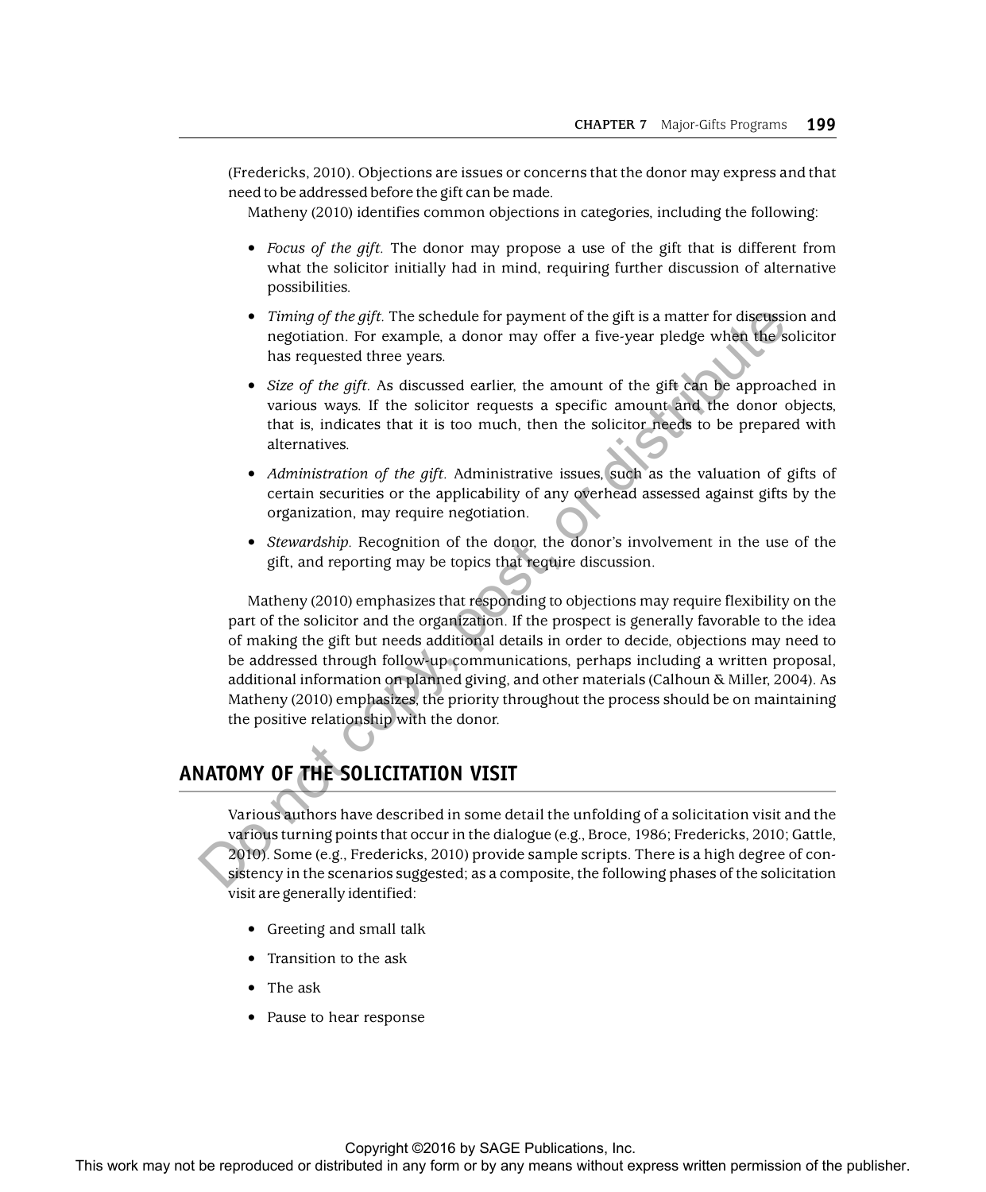(Fredericks, 2010). Objections are issues or concerns that the donor may express and that need to be addressed before the gift can be made.

Matheny (2010) identifies common objections in categories, including the following:

- *Focus of the gift.* The donor may propose a use of the gift that is different from what the solicitor initially had in mind, requiring further discussion of alternative possibilities.
- *Timing of the gift.* The schedule for payment of the gift is a matter for discussion and negotiation. For example, a donor may offer a five-year pledge when the solicitor has requested three years.
- *Size of the gift.* As discussed earlier, the amount of the gift can be approached in various ways. If the solicitor requests a specific amount and the donor objects, that is, indicates that it is too much, then the solicitor needs to be prepared with alternatives.
- *Administration of the gift.* Administrative issues, such as the valuation of gifts of certain securities or the applicability of any overhead assessed against gifts by the organization, may require negotiation.
- *Stewardship.* Recognition of the donor, the donor's involvement in the use of the gift, and reporting may be topics that require discussion.

Matheny (2010) emphasizes that responding to objections may require flexibility on the part of the solicitor and the organization. If the prospect is generally favorable to the idea of making the gift but needs additional details in order to decide, objections may need to be addressed through follow-up communications, perhaps including a written proposal, additional information on planned giving, and other materials (Calhoun & Miller, 2004). As Matheny (2010) emphasizes, the priority throughout the process should be on maintaining the positive relationship with the donor.

## ANATOMY OF THE SOLICITATION VISIT

Various authors have described in some detail the unfolding of a solicitation visit and the various turning points that occur in the dialogue (e.g., Broce, 1986; Fredericks, 2010; Gattle, 2010). Some (e.g., Fredericks, 2010) provide sample scripts. There is a high degree of consistency in the scenarios suggested; as a composite, the following phases of the solicitation visit are generally identified:

- Greeting and small talk
- Transition to the ask
- The ask
- Pause to hear response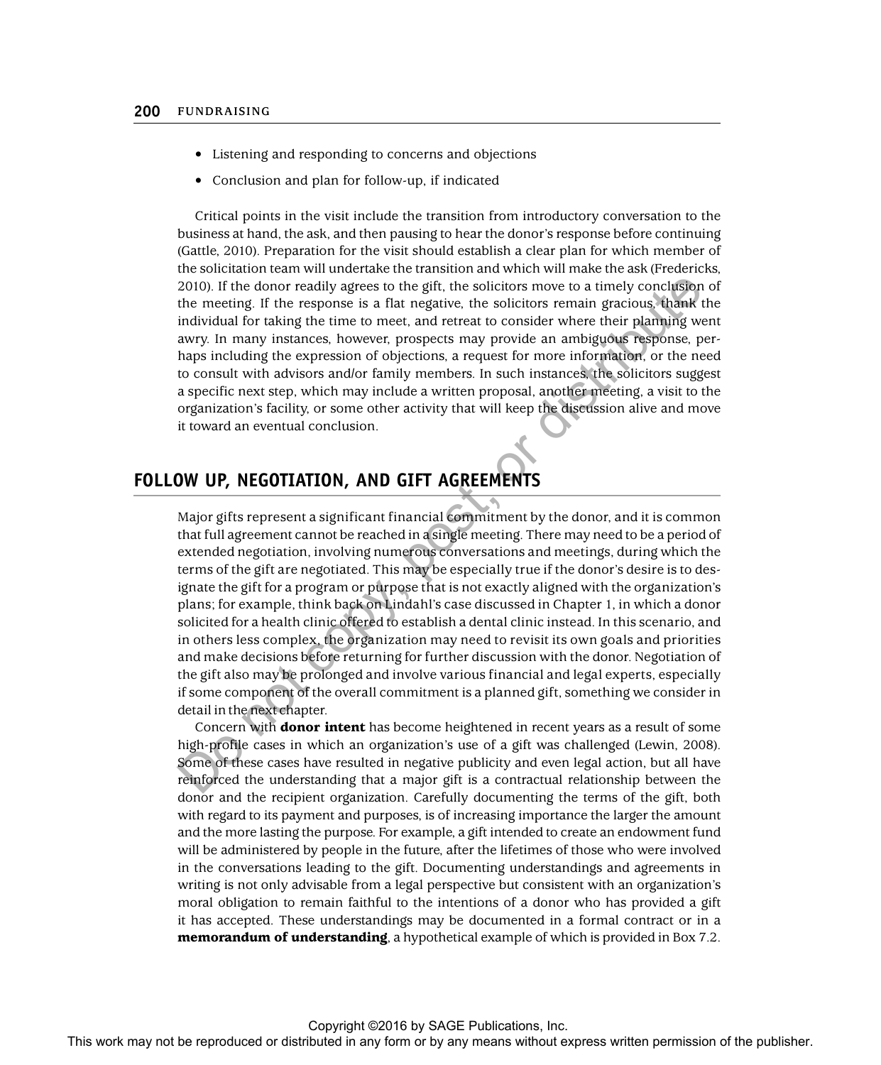- Listening and responding to concerns and objections
- Conclusion and plan for follow-up, if indicated

Critical points in the visit include the transition from introductory conversation to the business at hand, the ask, and then pausing to hear the donor's response before continuing (Gattle, 2010). Preparation for the visit should establish a clear plan for which member of the solicitation team will undertake the transition and which will make the ask (Fredericks, 2010). If the donor readily agrees to the gift, the solicitors move to a timely conclusion of the meeting. If the response is a flat negative, the solicitors remain gracious, thank the individual for taking the time to meet, and retreat to consider where their planning went awry. In many instances, however, prospects may provide an ambiguous response, perhaps including the expression of objections, a request for more information, or the need to consult with advisors and/or family members. In such instances, the solicitors suggest a specific next step, which may include a written proposal, another meeting, a visit to the organization's facility, or some other activity that will keep the discussion alive and move it toward an eventual conclusion.

## FOLLOW UP, NEGOTIATION, AND GIFT AGREEMENTS

Major gifts represent a significant financial commitment by the donor, and it is common that full agreement cannot be reached in a single meeting. There may need to be a period of extended negotiation, involving numerous conversations and meetings, during which the terms of the gift are negotiated. This may be especially true if the donor's desire is to designate the gift for a program or purpose that is not exactly aligned with the organization's plans; for example, think back on Lindahl's case discussed in Chapter 1, in which a donor solicited for a health clinic offered to establish a dental clinic instead. In this scenario, and in others less complex, the organization may need to revisit its own goals and priorities and make decisions before returning for further discussion with the donor. Negotiation of the gift also may be prolonged and involve various financial and legal experts, especially if some component of the overall commitment is a planned gift, something we consider in detail in the next chapter.

Concern with **donor intent** has become heightened in recent years as a result of some high-profile cases in which an organization's use of a gift was challenged (Lewin, 2008). Some of these cases have resulted in negative publicity and even legal action, but all have reinforced the understanding that a major gift is a contractual relationship between the donor and the recipient organization. Carefully documenting the terms of the gift, both with regard to its payment and purposes, is of increasing importance the larger the amount and the more lasting the purpose. For example, a gift intended to create an endowment fund will be administered by people in the future, after the lifetimes of those who were involved in the conversations leading to the gift. Documenting understandings and agreements in writing is not only advisable from a legal perspective but consistent with an organization's moral obligation to remain faithful to the intentions of a donor who has provided a gift it has accepted. These understandings may be documented in a formal contract or in a **memorandum of understanding**, a hypothetical example of which is provided in Box 7.2.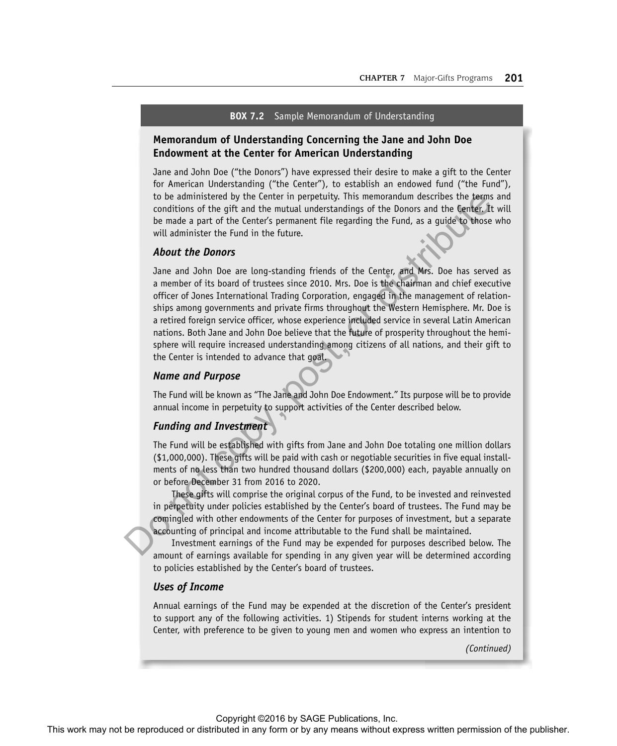**BOX 7.2** Sample Memorandum of Understanding

## Memorandum of Understanding Concerning the Jane and John Doe Endowment at the Center for American Understanding

Jane and John Doe ("the Donors") have expressed their desire to make a gift to the Center for American Understanding ("the Center"), to establish an endowed fund ("the Fund"), to be administered by the Center in perpetuity. This memorandum describes the terms and conditions of the gift and the mutual understandings of the Donors and the Center. It will be made a part of the Center's permanent file regarding the Fund, as a guide to those who will administer the Fund in the future.

### *About the Donors*

Jane and John Doe are long-standing friends of the Center, and Mrs. Doe has served as a member of its board of trustees since 2010. Mrs. Doe is the chairman and chief executive officer of Jones International Trading Corporation, engaged in the management of relationships among governments and private firms throughout the Western Hemisphere. Mr. Doe is a retired foreign service officer, whose experience included service in several Latin American nations. Both Jane and John Doe believe that the future of prosperity throughout the hemisphere will require increased understanding among citizens of all nations, and their gift to the Center is intended to advance that goal.

### *Name and Purpose*

The Fund will be known as "The Jane and John Doe Endowment." Its purpose will be to provide annual income in perpetuity to support activities of the Center described below.

### *Funding and Investment*

The Fund will be established with gifts from Jane and John Doe totaling one million dollars ($1,000,000). These gifts will be paid with cash or negotiable securities in five equal installments of no less than two hundred thousand dollars ($200,000) each, payable annually on or before December 31 from 2016 to 2020.

These gifts will comprise the original corpus of the Fund, to be invested and reinvested in perpetuity under policies established by the Center's board of trustees. The Fund may be comingled with other endowments of the Center for purposes of investment, but a separate accounting of principal and income attributable to the Fund shall be maintained.

Investment earnings of the Fund may be expended for purposes described below. The amount of earnings available for spending in any given year will be determined according to policies established by the Center's board of trustees.

### *Uses of Income*

Annual earnings of the Fund may be expended at the discretion of the Center's president to support any of the following activities. 1) Stipends for student interns working at the Center, with preference to be given to young men and women who express an intention to

*(Continued)*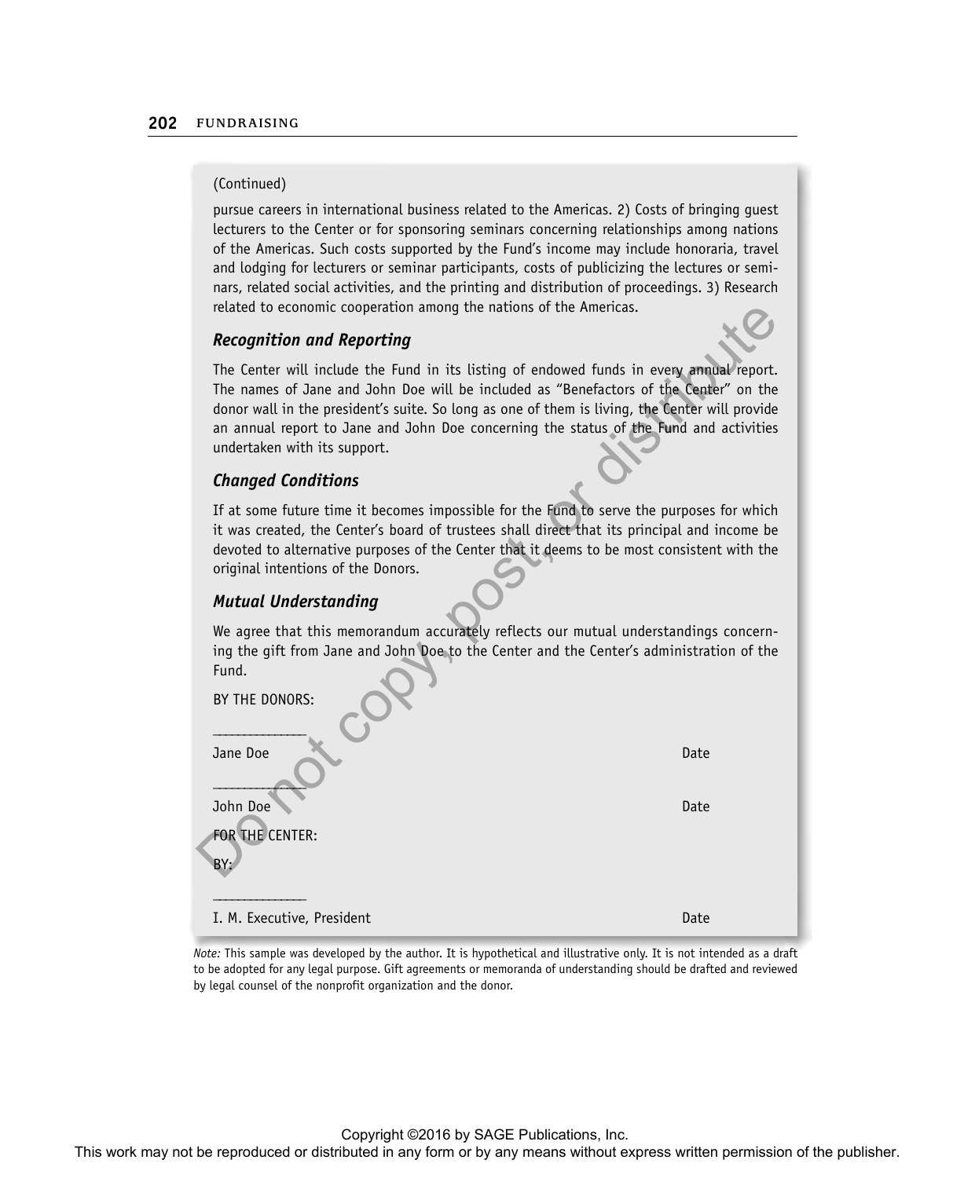(Continued)

pursue careers in international business related to the Americas. 2) Costs of bringing guest lecturers to the Center or for sponsoring seminars concerning relationships among nations of the Americas. Such costs supported by the Fund's income may include honoraria, travel and lodging for lecturers or seminar participants, costs of publicizing the lectures or seminars, related social activities, and the printing and distribution of proceedings. 3) Research related to economic cooperation among the nations of the Americas.

### *Recognition and Reporting*

The Center will include the Fund in its listing of endowed funds in every annual report. The names of Jane and John Doe will be included as "Benefactors of the Center" on the donor wall in the president's suite. So long as one of them is living, the Center will provide an annual report to Jane and John Doe concerning the status of the Fund and activities undertaken with its support.

### *Changed Conditions*

If at some future time it becomes impossible for the Fund to serve the purposes for which it was created, the Center's board of trustees shall direct that its principal and income be devoted to alternative purposes of the Center that it deems to be most consistent with the original intentions of the Donors.

### *Mutual Understanding*

We agree that this memorandum accurately reflects our mutual understandings concerning the gift from Jane and John Doe to the Center and the Center's administration of the Fund.

BY THE DONORS:

______________

Jane Doe — Date

______________

John Doe — Date

FOR THE CENTER:

BY:

______________

I. M. Executive, President — Date

*Note:* This sample was developed by the author. It is hypothetical and illustrative only. It is not intended as a draft to be adopted for any legal purpose. Gift agreements or memoranda of understanding should be drafted and reviewed by legal counsel of the nonprofit organization and the donor.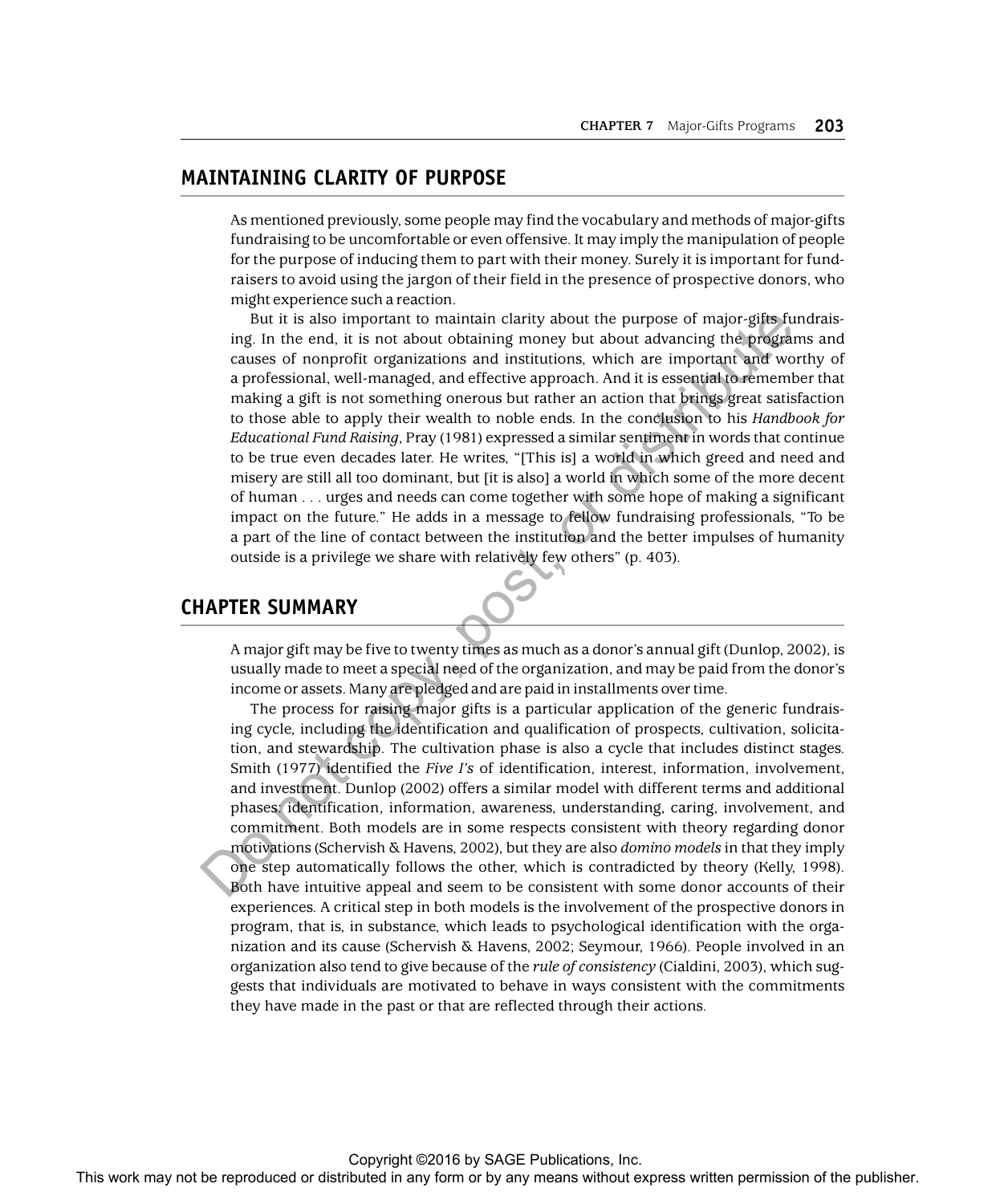## MAINTAINING CLARITY OF PURPOSE

As mentioned previously, some people may find the vocabulary and methods of major-gifts fundraising to be uncomfortable or even offensive. It may imply the manipulation of people for the purpose of inducing them to part with their money. Surely it is important for fundraisers to avoid using the jargon of their field in the presence of prospective donors, who might experience such a reaction.

But it is also important to maintain clarity about the purpose of major-gifts fundraising. In the end, it is not about obtaining money but about advancing the programs and causes of nonprofit organizations and institutions, which are important and worthy of a professional, well-managed, and effective approach. And it is essential to remember that making a gift is not something onerous but rather an action that brings great satisfaction to those able to apply their wealth to noble ends. In the conclusion to his *Handbook for Educational Fund Raising*, Pray (1981) expressed a similar sentiment in words that continue to be true even decades later. He writes, "[This is] a world in which greed and need and misery are still all too dominant, but [it is also] a world in which some of the more decent of human . . . urges and needs can come together with some hope of making a significant impact on the future." He adds in a message to fellow fundraising professionals, "To be a part of the line of contact between the institution and the better impulses of humanity outside is a privilege we share with relatively few others" (p. 403).

## CHAPTER SUMMARY

A major gift may be five to twenty times as much as a donor's annual gift (Dunlop, 2002), is usually made to meet a special need of the organization, and may be paid from the donor's income or assets. Many are pledged and are paid in installments over time.

The process for raising major gifts is a particular application of the generic fundraising cycle, including the identification and qualification of prospects, cultivation, solicitation, and stewardship. The cultivation phase is also a cycle that includes distinct stages. Smith (1977) identified the *Five I's* of identification, interest, information, involvement, and investment. Dunlop (2002) offers a similar model with different terms and additional phases: identification, information, awareness, understanding, caring, involvement, and commitment. Both models are in some respects consistent with theory regarding donor motivations (Schervish & Havens, 2002), but they are also *domino models* in that they imply one step automatically follows the other, which is contradicted by theory (Kelly, 1998). Both have intuitive appeal and seem to be consistent with some donor accounts of their experiences. A critical step in both models is the involvement of the prospective donors in program, that is, in substance, which leads to psychological identification with the organization and its cause (Schervish & Havens, 2002; Seymour, 1966). People involved in an organization also tend to give because of the *rule of consistency* (Cialdini, 2003), which suggests that individuals are motivated to behave in ways consistent with the commitments they have made in the past or that are reflected through their actions.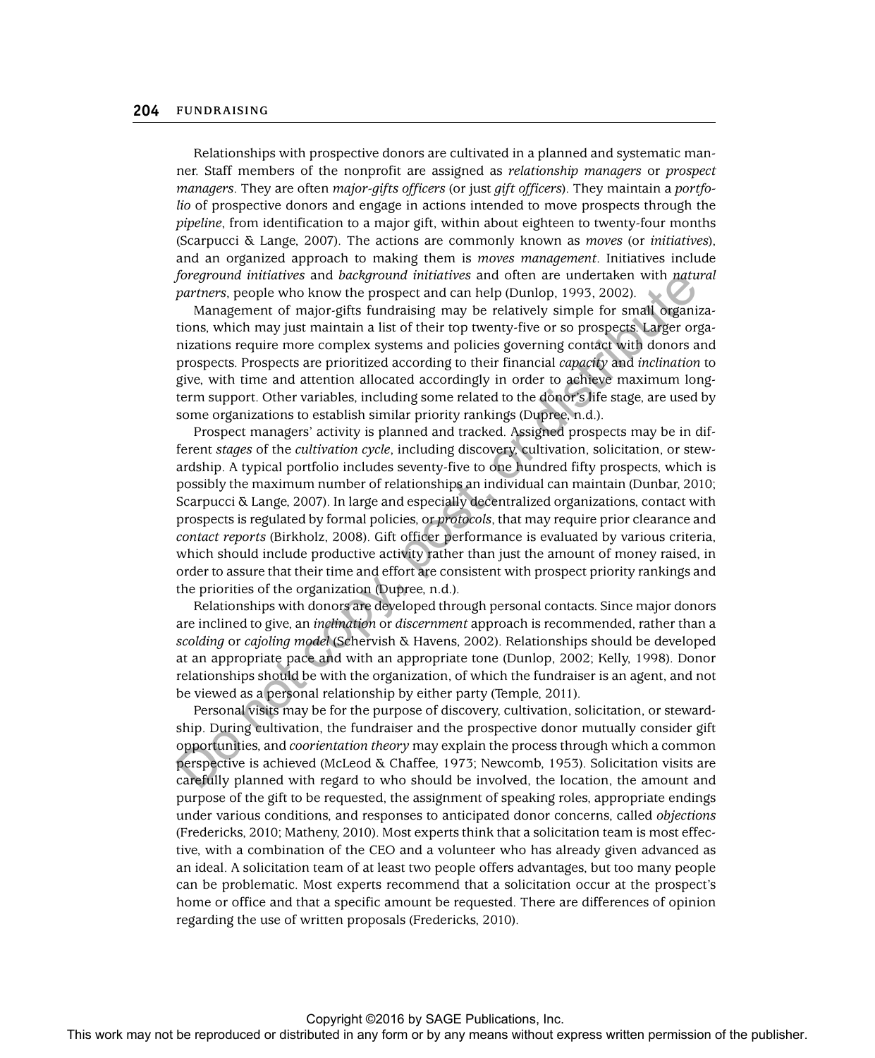Relationships with prospective donors are cultivated in a planned and systematic manner. Staff members of the nonprofit are assigned as *relationship managers* or *prospect managers*. They are often *major-gifts officers* (or just *gift officers*). They maintain a *portfolio* of prospective donors and engage in actions intended to move prospects through the *pipeline*, from identification to a major gift, within about eighteen to twenty-four months (Scarpucci & Lange, 2007). The actions are commonly known as *moves* (or *initiatives*), and an organized approach to making them is *moves management*. Initiatives include *foreground initiatives* and *background initiatives* and often are undertaken with *natural partners*, people who know the prospect and can help (Dunlop, 1993, 2002).

Management of major-gifts fundraising may be relatively simple for small organizations, which may just maintain a list of their top twenty-five or so prospects. Larger organizations require more complex systems and policies governing contact with donors and prospects. Prospects are prioritized according to their financial *capacity* and *inclination* to give, with time and attention allocated accordingly in order to achieve maximum long-term support. Other variables, including some related to the donor's life stage, are used by some organizations to establish similar priority rankings (Dupree, n.d.).

Prospect managers' activity is planned and tracked. Assigned prospects may be in different *stages* of the *cultivation cycle*, including discovery, cultivation, solicitation, or stewardship. A typical portfolio includes seventy-five to one hundred fifty prospects, which is possibly the maximum number of relationships an individual can maintain (Dunbar, 2010; Scarpucci & Lange, 2007). In large and especially decentralized organizations, contact with prospects is regulated by formal policies, or *protocols*, that may require prior clearance and *contact reports* (Birkholz, 2008). Gift officer performance is evaluated by various criteria, which should include productive activity rather than just the amount of money raised, in order to assure that their time and effort are consistent with prospect priority rankings and the priorities of the organization (Dupree, n.d.).

Relationships with donors are developed through personal contacts. Since major donors are inclined to give, an *inclination* or *discernment* approach is recommended, rather than a *scolding* or *cajoling model* (Schervish & Havens, 2002). Relationships should be developed at an appropriate pace and with an appropriate tone (Dunlop, 2002; Kelly, 1998). Donor relationships should be with the organization, of which the fundraiser is an agent, and not be viewed as a personal relationship by either party (Temple, 2011).

Personal visits may be for the purpose of discovery, cultivation, solicitation, or stewardship. During cultivation, the fundraiser and the prospective donor mutually consider gift opportunities, and *coorientation theory* may explain the process through which a common perspective is achieved (McLeod & Chaffee, 1973; Newcomb, 1953). Solicitation visits are carefully planned with regard to who should be involved, the location, the amount and purpose of the gift to be requested, the assignment of speaking roles, appropriate endings under various conditions, and responses to anticipated donor concerns, called *objections* (Fredericks, 2010; Matheny, 2010). Most experts think that a solicitation team is most effective, with a combination of the CEO and a volunteer who has already given advanced as an ideal. A solicitation team of at least two people offers advantages, but too many people can be problematic. Most experts recommend that a solicitation occur at the prospect's home or office and that a specific amount be requested. There are differences of opinion regarding the use of written proposals (Fredericks, 2010).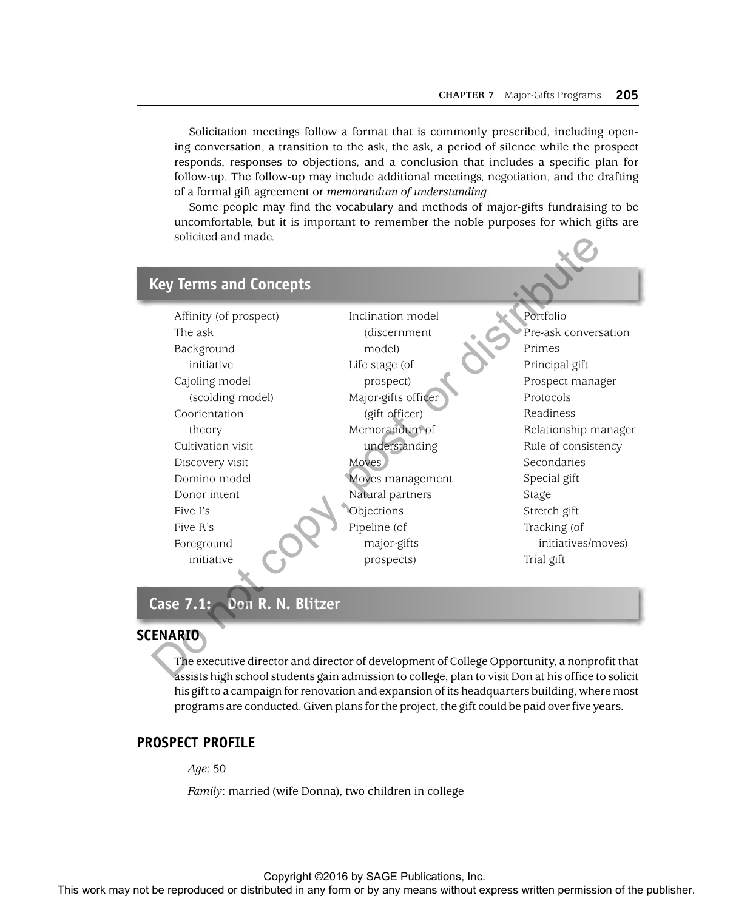Solicitation meetings follow a format that is commonly prescribed, including opening conversation, a transition to the ask, the ask, a period of silence while the prospect responds, responses to objections, and a conclusion that includes a specific plan for follow-up. The follow-up may include additional meetings, negotiation, and the drafting of a formal gift agreement or *memorandum of understanding*.

Some people may find the vocabulary and methods of major-gifts fundraising to be uncomfortable, but it is important to remember the noble purposes for which gifts are solicited and made.

## Key Terms and Concepts

- Affinity (of prospect)
- The ask
- Background initiative
- Cajoling model (scolding model)
- Coorientation theory
- Cultivation visit
- Discovery visit
- Domino model
- Donor intent
- Five I's
- Five R's
- Foreground initiative
- Inclination model (discernment model)
- Life stage (of prospect)
- Major-gifts officer (gift officer)
- Memorandum of understanding
- Moves
- Moves management
- Natural partners
- Objections
- Pipeline (of major-gifts prospects)
- Portfolio
- Pre-ask conversation
- Primes
- Principal gift
- Prospect manager
- Protocols
- Readiness
- Relationship manager
- Rule of consistency
- Secondaries
- Special gift
- Stage
- Stretch gift
- Tracking (of initiatives/moves)
- Trial gift

## Case 7.1: Don R. N. Blitzer

### SCENARIO

The executive director and director of development of College Opportunity, a nonprofit that assists high school students gain admission to college, plan to visit Don at his office to solicit his gift to a campaign for renovation and expansion of its headquarters building, where most programs are conducted. Given plans for the project, the gift could be paid over five years.

### PROSPECT PROFILE

*Age*: 50

*Family*: married (wife Donna), two children in college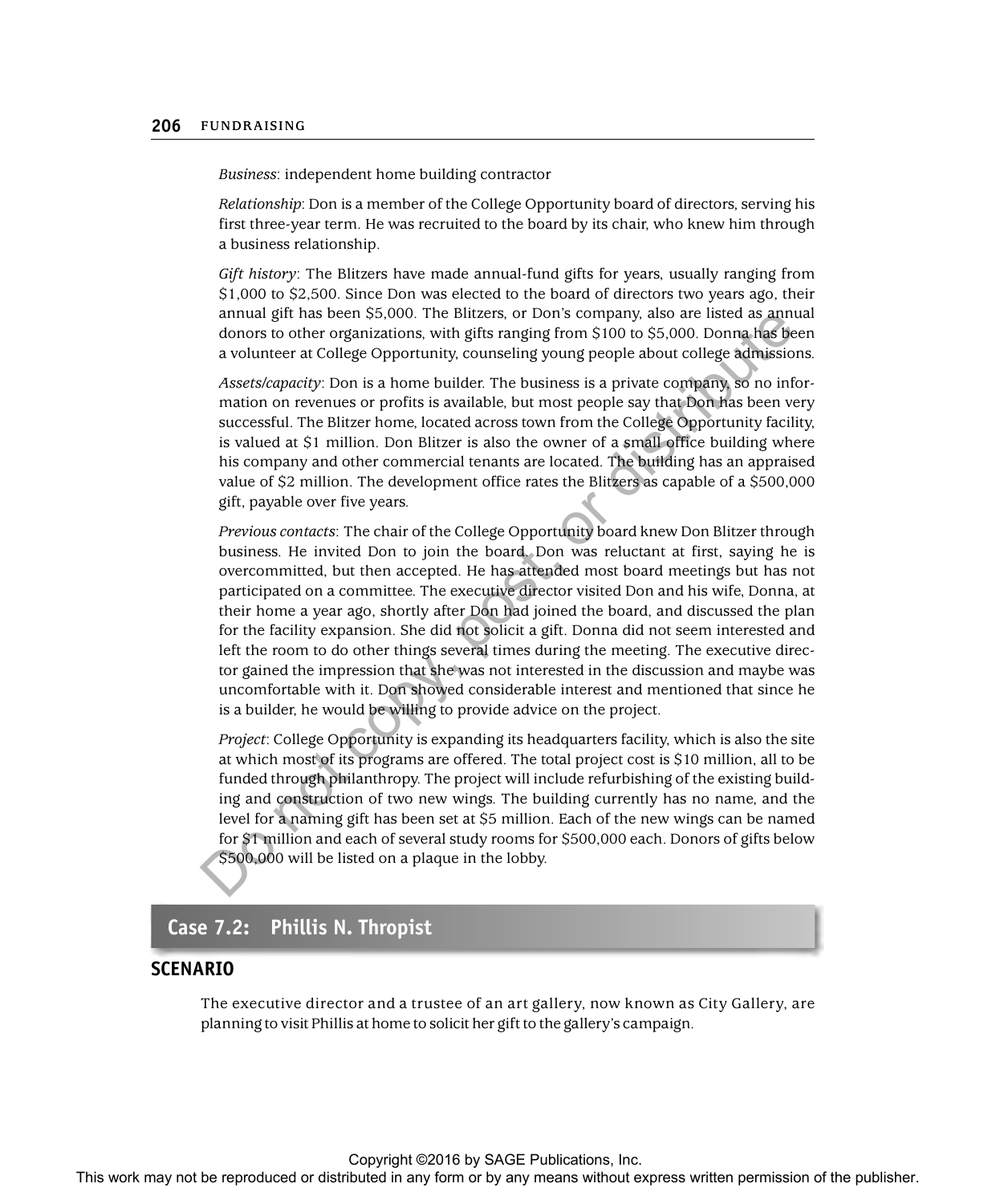*Business*: independent home building contractor

*Relationship*: Don is a member of the College Opportunity board of directors, serving his first three-year term. He was recruited to the board by its chair, who knew him through a business relationship.

*Gift history*: The Blitzers have made annual-fund gifts for years, usually ranging from $1,000 to $2,500. Since Don was elected to the board of directors two years ago, their annual gift has been $5,000. The Blitzers, or Don's company, also are listed as annual donors to other organizations, with gifts ranging from $100 to $5,000. Donna has been a volunteer at College Opportunity, counseling young people about college admissions.

*Assets/capacity*: Don is a home builder. The business is a private company, so no information on revenues or profits is available, but most people say that Don has been very successful. The Blitzer home, located across town from the College Opportunity facility, is valued at $1 million. Don Blitzer is also the owner of a small office building where his company and other commercial tenants are located. The building has an appraised value of $2 million. The development office rates the Blitzers as capable of a $500,000 gift, payable over five years.

*Previous contacts*: The chair of the College Opportunity board knew Don Blitzer through business. He invited Don to join the board. Don was reluctant at first, saying he is overcommitted, but then accepted. He has attended most board meetings but has not participated on a committee. The executive director visited Don and his wife, Donna, at their home a year ago, shortly after Don had joined the board, and discussed the plan for the facility expansion. She did not solicit a gift. Donna did not seem interested and left the room to do other things several times during the meeting. The executive director gained the impression that she was not interested in the discussion and maybe was uncomfortable with it. Don showed considerable interest and mentioned that since he is a builder, he would be willing to provide advice on the project.

*Project*: College Opportunity is expanding its headquarters facility, which is also the site at which most of its programs are offered. The total project cost is $10 million, all to be funded through philanthropy. The project will include refurbishing of the existing building and construction of two new wings. The building currently has no name, and the level for a naming gift has been set at $5 million. Each of the new wings can be named for $1 million and each of several study rooms for $500,000 each. Donors of gifts below $500,000 will be listed on a plaque in the lobby.

## Case 7.2: Phillis N. Thropist

### SCENARIO

The executive director and a trustee of an art gallery, now known as City Gallery, are planning to visit Phillis at home to solicit her gift to the gallery's campaign.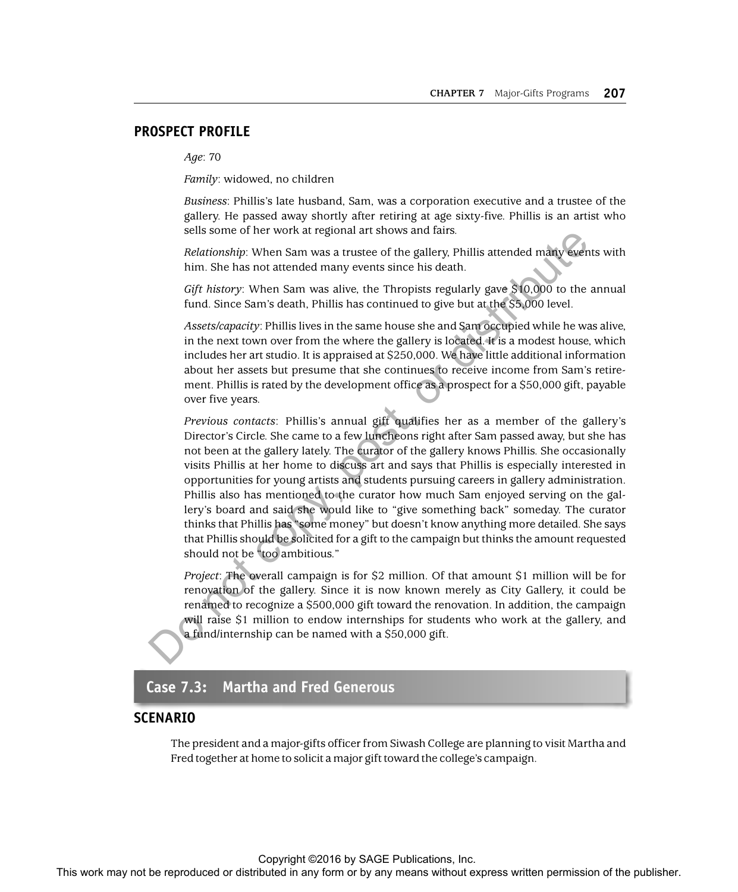## PROSPECT PROFILE

*Age*: 70

*Family*: widowed, no children

*Business*: Phillis's late husband, Sam, was a corporation executive and a trustee of the gallery. He passed away shortly after retiring at age sixty-five. Phillis is an artist who sells some of her work at regional art shows and fairs.

*Relationship*: When Sam was a trustee of the gallery, Phillis attended many events with him. She has not attended many events since his death.

*Gift history*: When Sam was alive, the Thropists regularly gave $10,000 to the annual fund. Since Sam's death, Phillis has continued to give but at the $5,000 level.

*Assets/capacity*: Phillis lives in the same house she and Sam occupied while he was alive, in the next town over from the where the gallery is located. It is a modest house, which includes her art studio. It is appraised at $250,000. We have little additional information about her assets but presume that she continues to receive income from Sam's retirement. Phillis is rated by the development office as a prospect for a $50,000 gift, payable over five years.

*Previous contacts*: Phillis's annual gift qualifies her as a member of the gallery's Director's Circle. She came to a few luncheons right after Sam passed away, but she has not been at the gallery lately. The curator of the gallery knows Phillis. She occasionally visits Phillis at her home to discuss art and says that Phillis is especially interested in opportunities for young artists and students pursuing careers in gallery administration. Phillis also has mentioned to the curator how much Sam enjoyed serving on the gallery's board and said she would like to "give something back" someday. The curator thinks that Phillis has "some money" but doesn't know anything more detailed. She says that Phillis should be solicited for a gift to the campaign but thinks the amount requested should not be "too ambitious."

*Project*: The overall campaign is for $2 million. Of that amount $1 million will be for renovation of the gallery. Since it is now known merely as City Gallery, it could be renamed to recognize a $500,000 gift toward the renovation. In addition, the campaign will raise $1 million to endow internships for students who work at the gallery, and a fund/internship can be named with a $50,000 gift.

## Case 7.3: Martha and Fred Generous

### SCENARIO

The president and a major-gifts officer from Siwash College are planning to visit Martha and Fred together at home to solicit a major gift toward the college's campaign.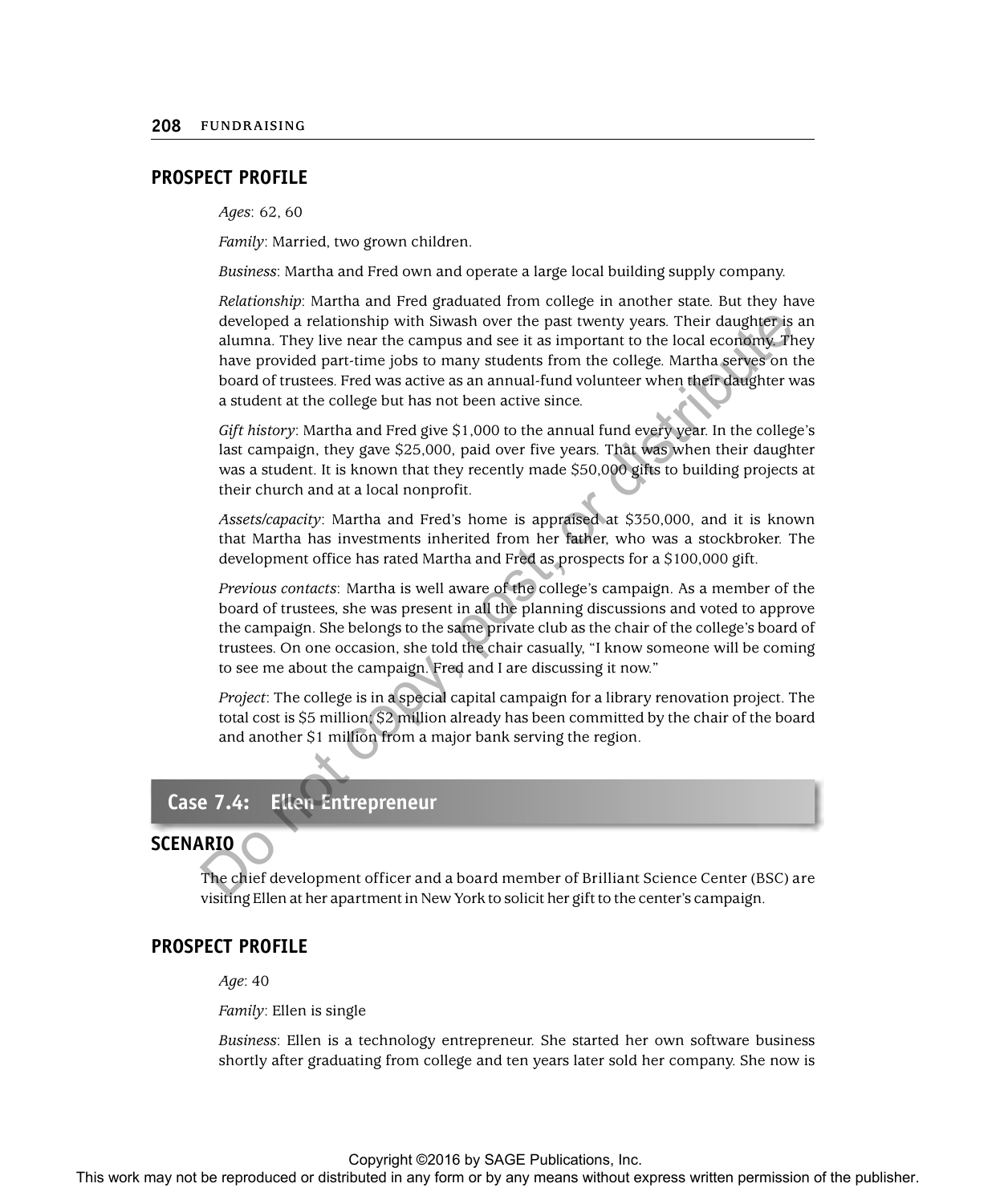## PROSPECT PROFILE

*Ages*: 62, 60

*Family*: Married, two grown children.

*Business*: Martha and Fred own and operate a large local building supply company.

*Relationship*: Martha and Fred graduated from college in another state. But they have developed a relationship with Siwash over the past twenty years. Their daughter is an alumna. They live near the campus and see it as important to the local economy. They have provided part-time jobs to many students from the college. Martha serves on the board of trustees. Fred was active as an annual-fund volunteer when their daughter was a student at the college but has not been active since.

*Gift history*: Martha and Fred give $1,000 to the annual fund every year. In the college's last campaign, they gave $25,000, paid over five years. That was when their daughter was a student. It is known that they recently made $50,000 gifts to building projects at their church and at a local nonprofit.

*Assets/capacity*: Martha and Fred's home is appraised at $350,000, and it is known that Martha has investments inherited from her father, who was a stockbroker. The development office has rated Martha and Fred as prospects for a $100,000 gift.

*Previous contacts*: Martha is well aware of the college's campaign. As a member of the board of trustees, she was present in all the planning discussions and voted to approve the campaign. She belongs to the same private club as the chair of the college's board of trustees. On one occasion, she told the chair casually, "I know someone will be coming to see me about the campaign. Fred and I are discussing it now."

*Project*: The college is in a special capital campaign for a library renovation project. The total cost is $5 million; $2 million already has been committed by the chair of the board and another $1 million from a major bank serving the region.

# Case 7.4: Ellen Entrepreneur

## SCENARIO

The chief development officer and a board member of Brilliant Science Center (BSC) are visiting Ellen at her apartment in New York to solicit her gift to the center's campaign.

## PROSPECT PROFILE

*Age*: 40

*Family*: Ellen is single

*Business*: Ellen is a technology entrepreneur. She started her own software business shortly after graduating from college and ten years later sold her company. She now is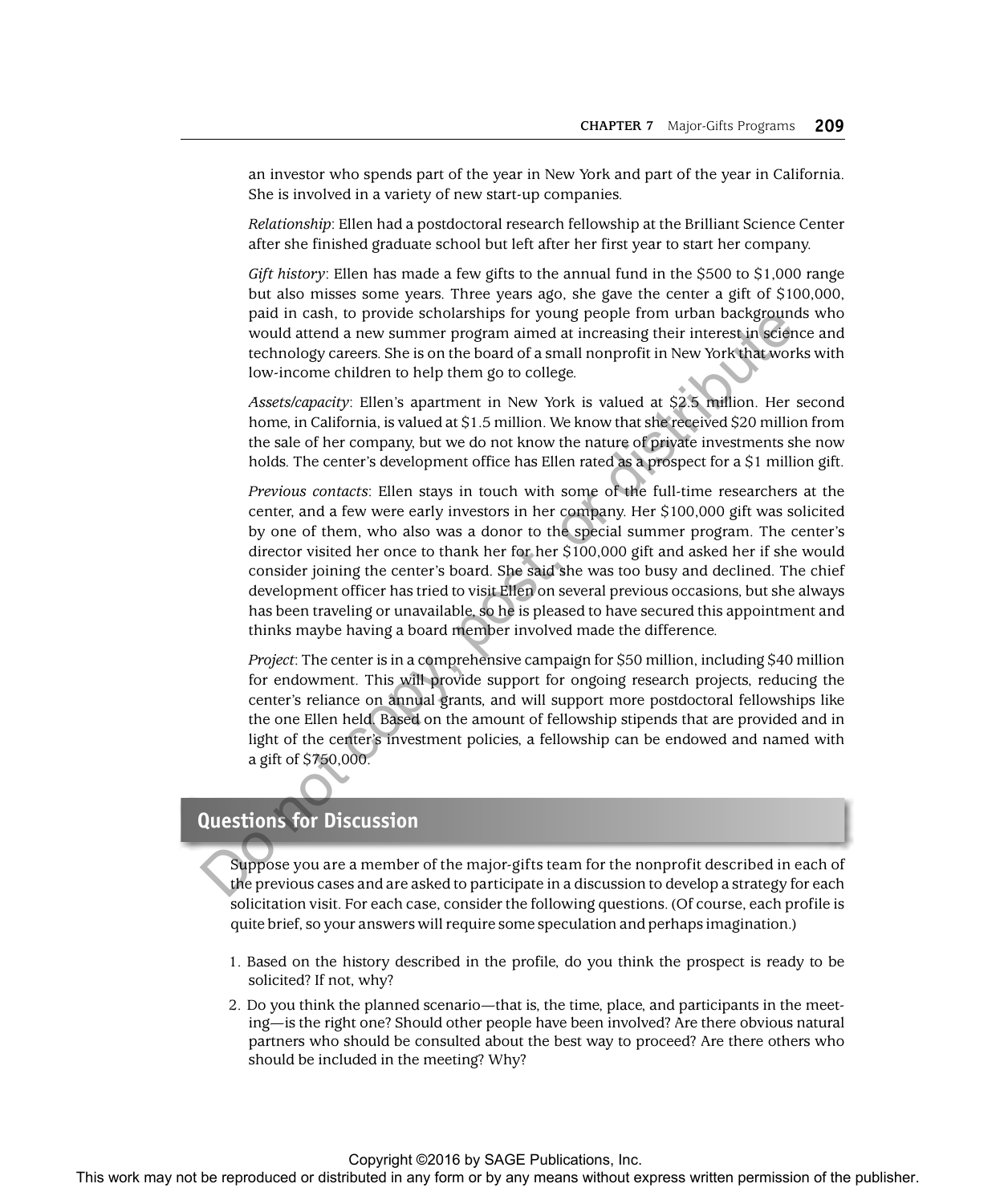an investor who spends part of the year in New York and part of the year in California. She is involved in a variety of new start-up companies.

*Relationship*: Ellen had a postdoctoral research fellowship at the Brilliant Science Center after she finished graduate school but left after her first year to start her company.

*Gift history*: Ellen has made a few gifts to the annual fund in the $500 to $1,000 range but also misses some years. Three years ago, she gave the center a gift of $100,000, paid in cash, to provide scholarships for young people from urban backgrounds who would attend a new summer program aimed at increasing their interest in science and technology careers. She is on the board of a small nonprofit in New York that works with low-income children to help them go to college.

*Assets/capacity*: Ellen's apartment in New York is valued at $2.5 million. Her second home, in California, is valued at $1.5 million. We know that she received $20 million from the sale of her company, but we do not know the nature of private investments she now holds. The center's development office has Ellen rated as a prospect for a $1 million gift.

*Previous contacts*: Ellen stays in touch with some of the full-time researchers at the center, and a few were early investors in her company. Her $100,000 gift was solicited by one of them, who also was a donor to the special summer program. The center's director visited her once to thank her for her $100,000 gift and asked her if she would consider joining the center's board. She said she was too busy and declined. The chief development officer has tried to visit Ellen on several previous occasions, but she always has been traveling or unavailable, so he is pleased to have secured this appointment and thinks maybe having a board member involved made the difference.

*Project*: The center is in a comprehensive campaign for $50 million, including $40 million for endowment. This will provide support for ongoing research projects, reducing the center's reliance on annual grants, and will support more postdoctoral fellowships like the one Ellen held. Based on the amount of fellowship stipends that are provided and in light of the center's investment policies, a fellowship can be endowed and named with a gift of $750,000.

## Questions for Discussion

Suppose you are a member of the major-gifts team for the nonprofit described in each of the previous cases and are asked to participate in a discussion to develop a strategy for each solicitation visit. For each case, consider the following questions. (Of course, each profile is quite brief, so your answers will require some speculation and perhaps imagination.)

1. Based on the history described in the profile, do you think the prospect is ready to be solicited? If not, why?
2. Do you think the planned scenario—that is, the time, place, and participants in the meeting—is the right one? Should other people have been involved? Are there obvious natural partners who should be consulted about the best way to proceed? Are there others who should be included in the meeting? Why?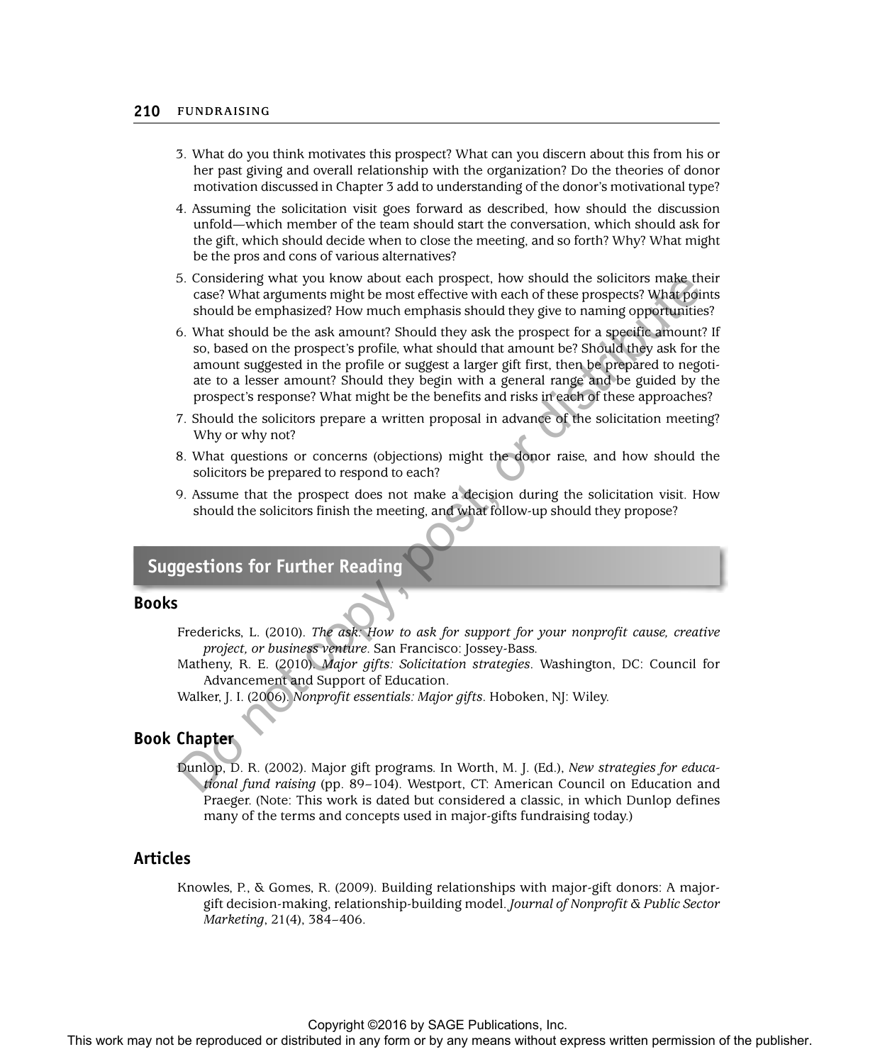3. What do you think motivates this prospect? What can you discern about this from his or her past giving and overall relationship with the organization? Do the theories of donor motivation discussed in Chapter 3 add to understanding of the donor's motivational type?
4. Assuming the solicitation visit goes forward as described, how should the discussion unfold—which member of the team should start the conversation, which should ask for the gift, which should decide when to close the meeting, and so forth? Why? What might be the pros and cons of various alternatives?
5. Considering what you know about each prospect, how should the solicitors make their case? What arguments might be most effective with each of these prospects? What points should be emphasized? How much emphasis should they give to naming opportunities?
6. What should be the ask amount? Should they ask the prospect for a specific amount? If so, based on the prospect's profile, what should that amount be? Should they ask for the amount suggested in the profile or suggest a larger gift first, then be prepared to negotiate to a lesser amount? Should they begin with a general range and be guided by the prospect's response? What might be the benefits and risks in each of these approaches?
7. Should the solicitors prepare a written proposal in advance of the solicitation meeting? Why or why not?
8. What questions or concerns (objections) might the donor raise, and how should the solicitors be prepared to respond to each?
9. Assume that the prospect does not make a decision during the solicitation visit. How should the solicitors finish the meeting, and what follow-up should they propose?

## Suggestions for Further Reading

### Books

Fredericks, L. (2010). *The ask: How to ask for support for your nonprofit cause, creative project, or business venture*. San Francisco: Jossey-Bass.

Matheny, R. E. (2010). *Major gifts: Solicitation strategies*. Washington, DC: Council for Advancement and Support of Education.

Walker, J. I. (2006). *Nonprofit essentials: Major gifts*. Hoboken, NJ: Wiley.

### Book Chapter

Dunlop, D. R. (2002). Major gift programs. In Worth, M. J. (Ed.), *New strategies for educational fund raising* (pp. 89–104). Westport, CT: American Council on Education and Praeger. (Note: This work is dated but considered a classic, in which Dunlop defines many of the terms and concepts used in major-gifts fundraising today.)

### Articles

Knowles, P., & Gomes, R. (2009). Building relationships with major-gift donors: A major-gift decision-making, relationship-building model. *Journal of Nonprofit & Public Sector Marketing*, 21(4), 384–406.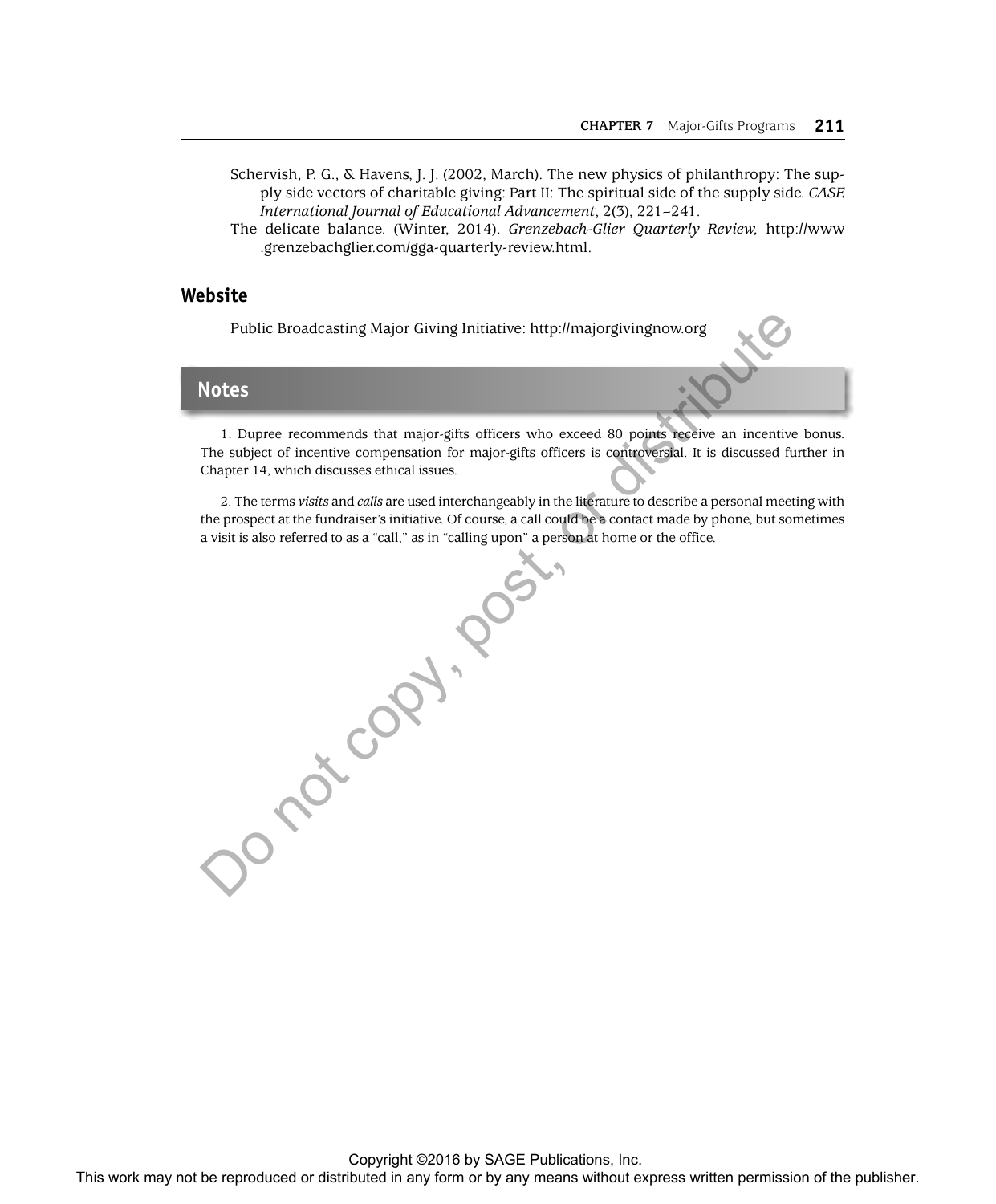Schervish, P. G., & Havens, J. J. (2002, March). The new physics of philanthropy: The supply side vectors of charitable giving: Part II: The spiritual side of the supply side. *CASE International Journal of Educational Advancement*, 2(3), 221–241.

The delicate balance. (Winter, 2014). *Grenzebach-Glier Quarterly Review,* http://www.grenzebachglier.com/gga-quarterly-review.html.

## Website

Public Broadcasting Major Giving Initiative: http://majorgivingnow.org

## Notes

1. Dupree recommends that major-gifts officers who exceed 80 points receive an incentive bonus. The subject of incentive compensation for major-gifts officers is controversial. It is discussed further in Chapter 14, which discusses ethical issues.

2. The terms *visits* and *calls* are used interchangeably in the literature to describe a personal meeting with the prospect at the fundraiser's initiative. Of course, a call could be a contact made by phone, but sometimes a visit is also referred to as a "call," as in "calling upon" a person at home or the office.